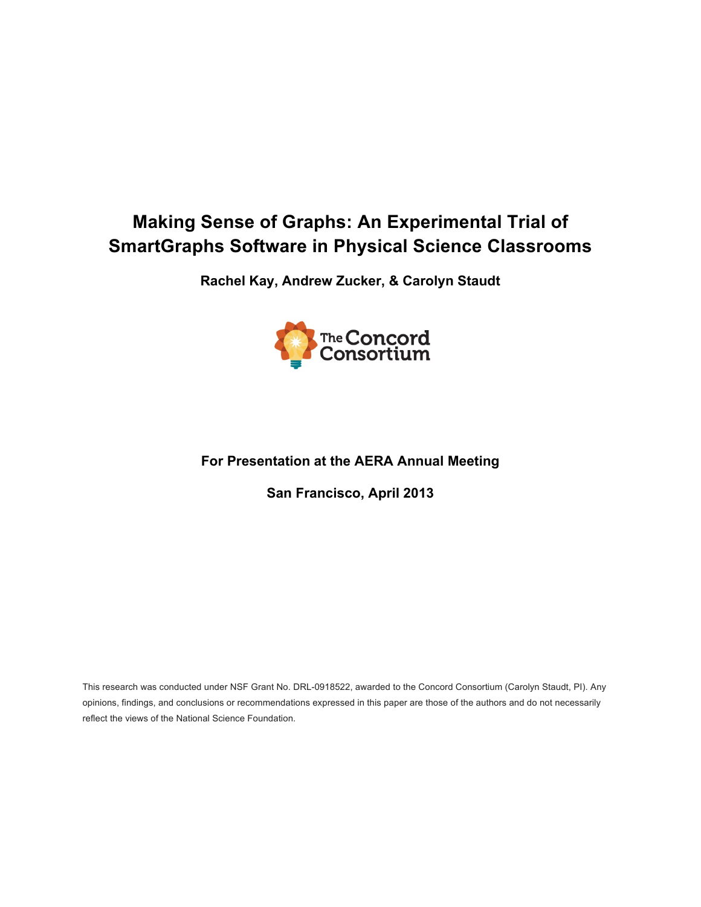# Making Sense of Graphs: An Experimental Trial of SmartGraphs Software in Physical Science Classrooms

**Rachel Kay, Andrew Zucker, & Carolyn Staudt**

The Concord Consortium

**For Presentation at the AERA Annual Meeting**

**San Francisco, April 2013**

This research was conducted under NSF Grant No. DRL-0918522, awarded to the Concord Consortium (Carolyn Staudt, PI). Any opinions, findings, and conclusions or recommendations expressed in this paper are those of the authors and do not necessarily reflect the views of the National Science Foundation.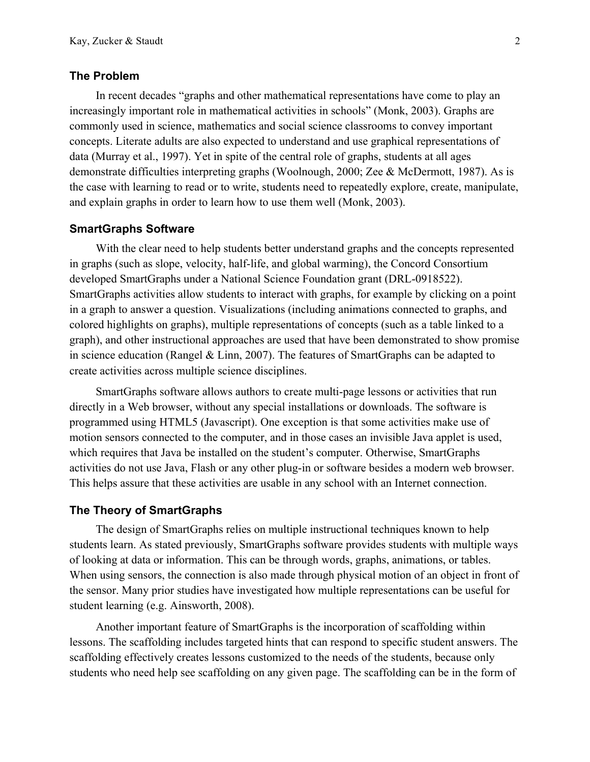## The Problem

In recent decades "graphs and other mathematical representations have come to play an increasingly important role in mathematical activities in schools" (Monk, 2003). Graphs are commonly used in science, mathematics and social science classrooms to convey important concepts. Literate adults are also expected to understand and use graphical representations of data (Murray et al., 1997). Yet in spite of the central role of graphs, students at all ages demonstrate difficulties interpreting graphs (Woolnough, 2000; Zee & McDermott, 1987). As is the case with learning to read or to write, students need to repeatedly explore, create, manipulate, and explain graphs in order to learn how to use them well (Monk, 2003).

## SmartGraphs Software

With the clear need to help students better understand graphs and the concepts represented in graphs (such as slope, velocity, half-life, and global warming), the Concord Consortium developed SmartGraphs under a National Science Foundation grant (DRL-0918522). SmartGraphs activities allow students to interact with graphs, for example by clicking on a point in a graph to answer a question. Visualizations (including animations connected to graphs, and colored highlights on graphs), multiple representations of concepts (such as a table linked to a graph), and other instructional approaches are used that have been demonstrated to show promise in science education (Rangel & Linn, 2007). The features of SmartGraphs can be adapted to create activities across multiple science disciplines.

SmartGraphs software allows authors to create multi-page lessons or activities that run directly in a Web browser, without any special installations or downloads. The software is programmed using HTML5 (Javascript). One exception is that some activities make use of motion sensors connected to the computer, and in those cases an invisible Java applet is used, which requires that Java be installed on the student's computer. Otherwise, SmartGraphs activities do not use Java, Flash or any other plug-in or software besides a modern web browser. This helps assure that these activities are usable in any school with an Internet connection.

## The Theory of SmartGraphs

The design of SmartGraphs relies on multiple instructional techniques known to help students learn. As stated previously, SmartGraphs software provides students with multiple ways of looking at data or information. This can be through words, graphs, animations, or tables. When using sensors, the connection is also made through physical motion of an object in front of the sensor. Many prior studies have investigated how multiple representations can be useful for student learning (e.g. Ainsworth, 2008).

Another important feature of SmartGraphs is the incorporation of scaffolding within lessons. The scaffolding includes targeted hints that can respond to specific student answers. The scaffolding effectively creates lessons customized to the needs of the students, because only students who need help see scaffolding on any given page. The scaffolding can be in the form of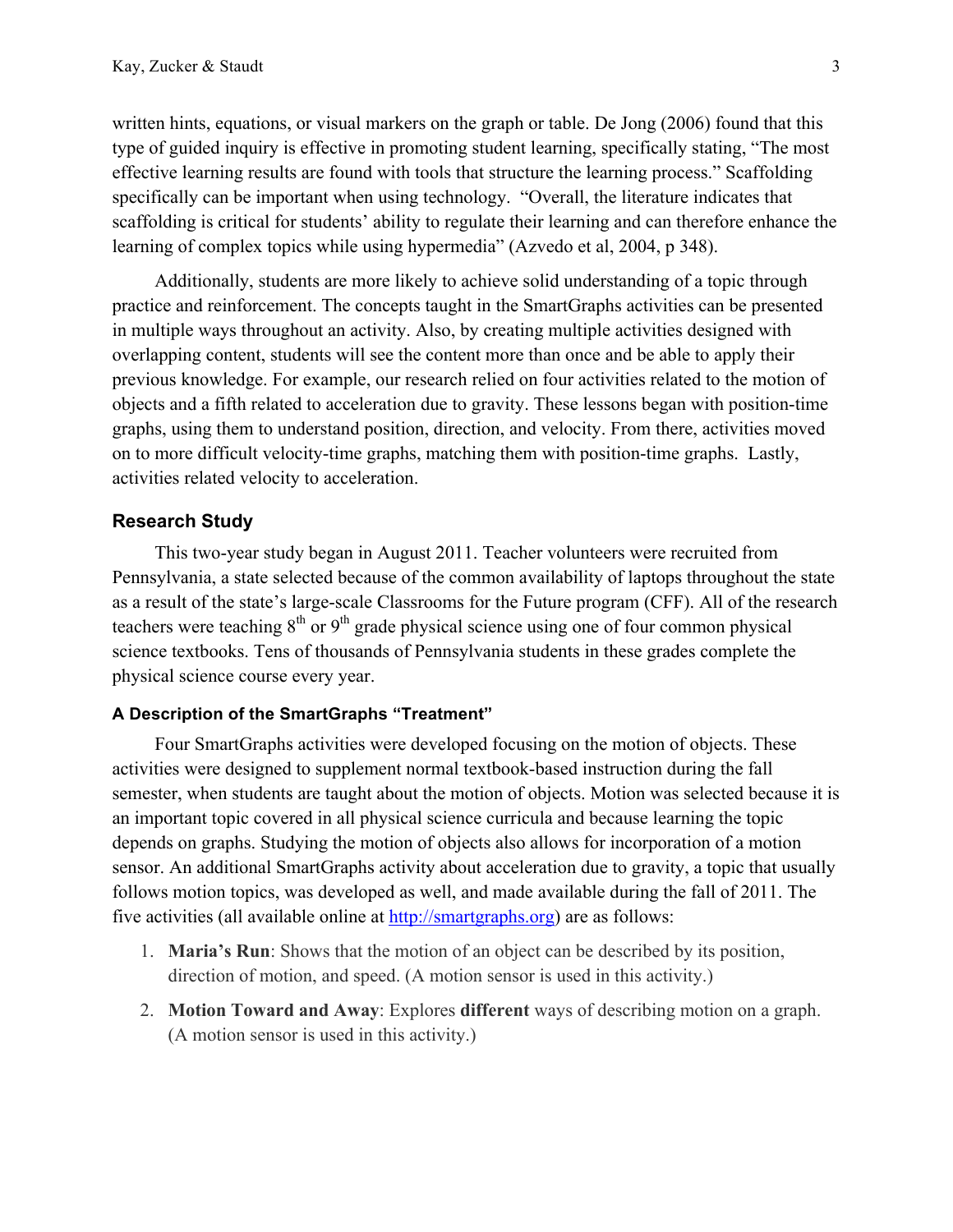written hints, equations, or visual markers on the graph or table. De Jong (2006) found that this type of guided inquiry is effective in promoting student learning, specifically stating, "The most effective learning results are found with tools that structure the learning process." Scaffolding specifically can be important when using technology. "Overall, the literature indicates that scaffolding is critical for students' ability to regulate their learning and can therefore enhance the learning of complex topics while using hypermedia" (Azvedo et al, 2004, p 348).

Additionally, students are more likely to achieve solid understanding of a topic through practice and reinforcement. The concepts taught in the SmartGraphs activities can be presented in multiple ways throughout an activity. Also, by creating multiple activities designed with overlapping content, students will see the content more than once and be able to apply their previous knowledge. For example, our research relied on four activities related to the motion of objects and a fifth related to acceleration due to gravity. These lessons began with position-time graphs, using them to understand position, direction, and velocity. From there, activities moved on to more difficult velocity-time graphs, matching them with position-time graphs. Lastly, activities related velocity to acceleration.

## Research Study

This two-year study began in August 2011. Teacher volunteers were recruited from Pennsylvania, a state selected because of the common availability of laptops throughout the state as a result of the state's large-scale Classrooms for the Future program (CFF). All of the research teachers were teaching 8th or 9th grade physical science using one of four common physical science textbooks. Tens of thousands of Pennsylvania students in these grades complete the physical science course every year.

### A Description of the SmartGraphs "Treatment"

Four SmartGraphs activities were developed focusing on the motion of objects. These activities were designed to supplement normal textbook-based instruction during the fall semester, when students are taught about the motion of objects. Motion was selected because it is an important topic covered in all physical science curricula and because learning the topic depends on graphs. Studying the motion of objects also allows for incorporation of a motion sensor. An additional SmartGraphs activity about acceleration due to gravity, a topic that usually follows motion topics, was developed as well, and made available during the fall of 2011. The five activities (all available online at http://smartgraphs.org) are as follows:

1. **Maria's Run**: Shows that the motion of an object can be described by its position, direction of motion, and speed. (A motion sensor is used in this activity.)
2. **Motion Toward and Away**: Explores **different** ways of describing motion on a graph. (A motion sensor is used in this activity.)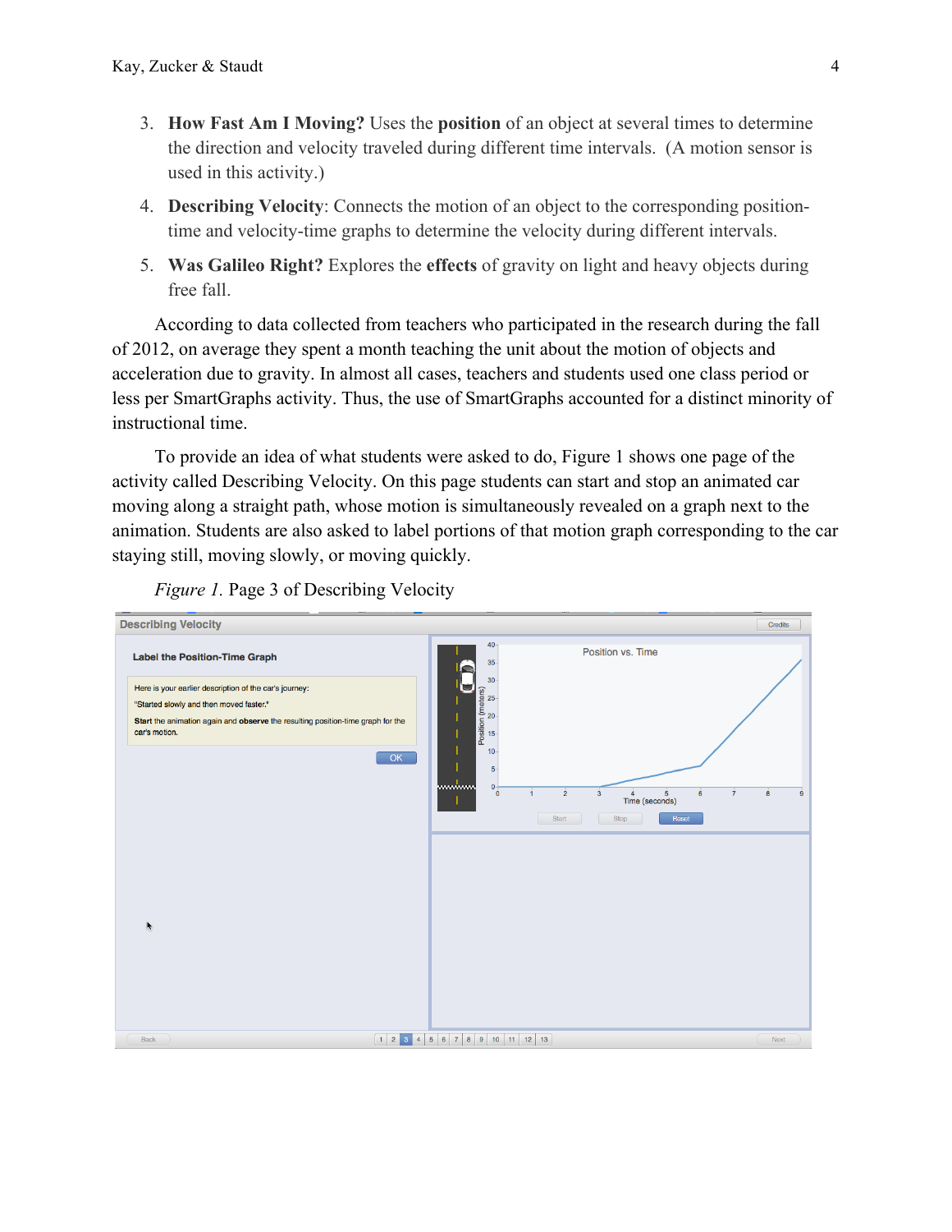3. **How Fast Am I Moving?** Uses the **position** of an object at several times to determine the direction and velocity traveled during different time intervals. (A motion sensor is used in this activity.)
4. **Describing Velocity**: Connects the motion of an object to the corresponding position-time and velocity-time graphs to determine the velocity during different intervals.
5. **Was Galileo Right?** Explores the **effects** of gravity on light and heavy objects during free fall.

According to data collected from teachers who participated in the research during the fall of 2012, on average they spent a month teaching the unit about the motion of objects and acceleration due to gravity. In almost all cases, teachers and students used one class period or less per SmartGraphs activity. Thus, the use of SmartGraphs accounted for a distinct minority of instructional time.

To provide an idea of what students were asked to do, Figure 1 shows one page of the activity called Describing Velocity. On this page students can start and stop an animated car moving along a straight path, whose motion is simultaneously revealed on a graph next to the animation. Students are also asked to label portions of that motion graph corresponding to the car staying still, moving slowly, or moving quickly.

*Figure 1.* Page 3 of Describing Velocity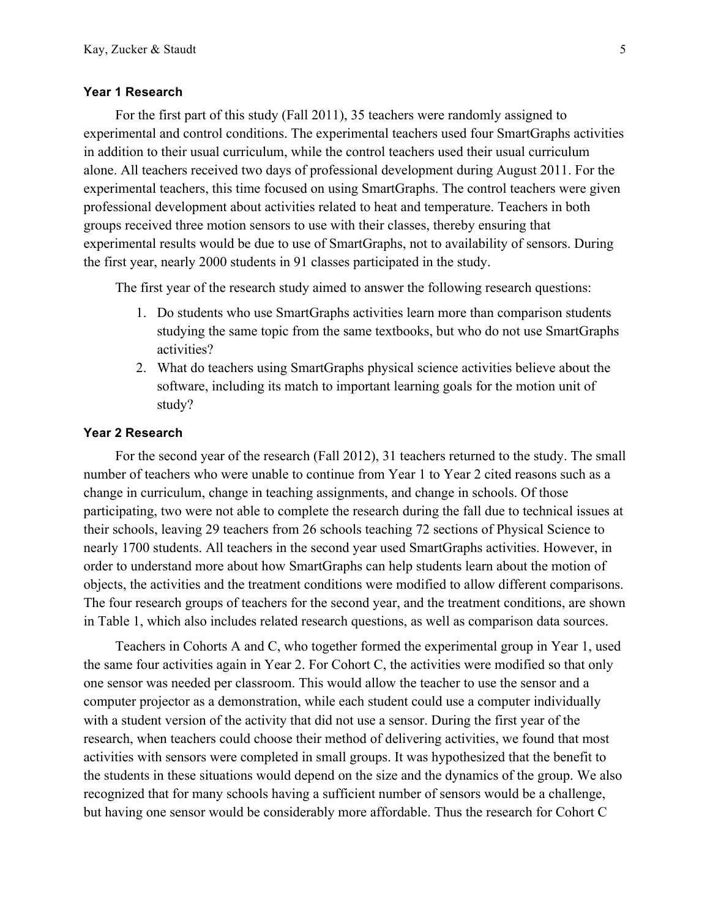### Year 1 Research

For the first part of this study (Fall 2011), 35 teachers were randomly assigned to experimental and control conditions. The experimental teachers used four SmartGraphs activities in addition to their usual curriculum, while the control teachers used their usual curriculum alone. All teachers received two days of professional development during August 2011. For the experimental teachers, this time focused on using SmartGraphs. The control teachers were given professional development about activities related to heat and temperature. Teachers in both groups received three motion sensors to use with their classes, thereby ensuring that experimental results would be due to use of SmartGraphs, not to availability of sensors. During the first year, nearly 2000 students in 91 classes participated in the study.

The first year of the research study aimed to answer the following research questions:

1. Do students who use SmartGraphs activities learn more than comparison students studying the same topic from the same textbooks, but who do not use SmartGraphs activities?
2. What do teachers using SmartGraphs physical science activities believe about the software, including its match to important learning goals for the motion unit of study?

### Year 2 Research

For the second year of the research (Fall 2012), 31 teachers returned to the study. The small number of teachers who were unable to continue from Year 1 to Year 2 cited reasons such as a change in curriculum, change in teaching assignments, and change in schools. Of those participating, two were not able to complete the research during the fall due to technical issues at their schools, leaving 29 teachers from 26 schools teaching 72 sections of Physical Science to nearly 1700 students. All teachers in the second year used SmartGraphs activities. However, in order to understand more about how SmartGraphs can help students learn about the motion of objects, the activities and the treatment conditions were modified to allow different comparisons. The four research groups of teachers for the second year, and the treatment conditions, are shown in Table 1, which also includes related research questions, as well as comparison data sources.

Teachers in Cohorts A and C, who together formed the experimental group in Year 1, used the same four activities again in Year 2. For Cohort C, the activities were modified so that only one sensor was needed per classroom. This would allow the teacher to use the sensor and a computer projector as a demonstration, while each student could use a computer individually with a student version of the activity that did not use a sensor. During the first year of the research, when teachers could choose their method of delivering activities, we found that most activities with sensors were completed in small groups. It was hypothesized that the benefit to the students in these situations would depend on the size and the dynamics of the group. We also recognized that for many schools having a sufficient number of sensors would be a challenge, but having one sensor would be considerably more affordable. Thus the research for Cohort C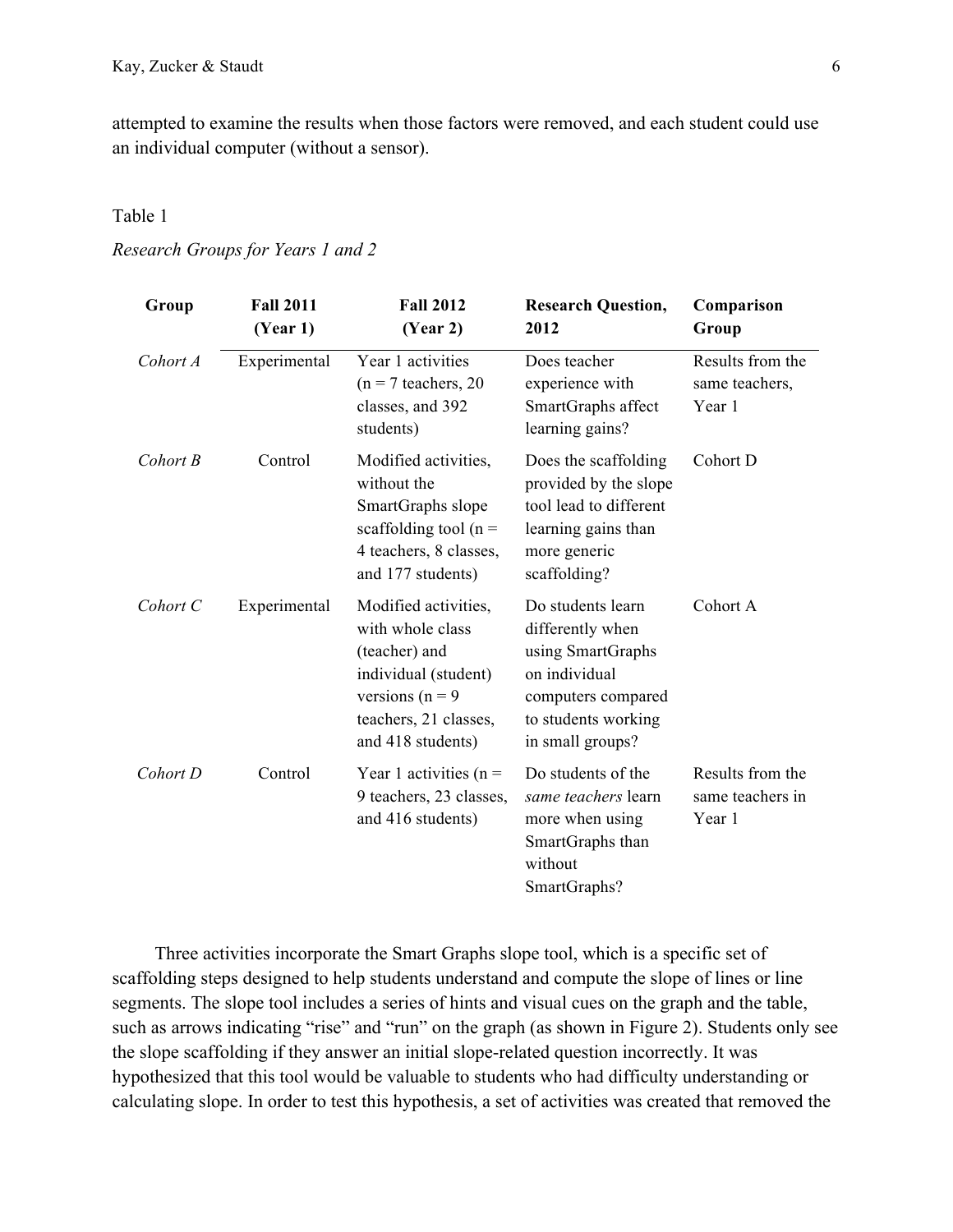attempted to examine the results when those factors were removed, and each student could use an individual computer (without a sensor).

Table 1

*Research Groups for Years 1 and 2*

| Group | Fall 2011 (Year 1) | Fall 2012 (Year 2) | Research Question, 2012 | Comparison Group |
|---|---|---|---|---|
| *Cohort A* | Experimental | Year 1 activities (n = 7 teachers, 20 classes, and 392 students) | Does teacher experience with SmartGraphs affect learning gains? | Results from the same teachers, Year 1 |
| *Cohort B* | Control | Modified activities, without the SmartGraphs slope scaffolding tool (n = 4 teachers, 8 classes, and 177 students) | Does the scaffolding provided by the slope tool lead to different learning gains than more generic scaffolding? | Cohort D |
| *Cohort C* | Experimental | Modified activities, with whole class (teacher) and individual (student) versions (n = 9 teachers, 21 classes, and 418 students) | Do students learn differently when using SmartGraphs on individual computers compared to students working in small groups? | Cohort A |
| *Cohort D* | Control | Year 1 activities (n = 9 teachers, 23 classes, and 416 students) | Do students of the *same teachers* learn more when using SmartGraphs than without SmartGraphs? | Results from the same teachers in Year 1 |

Three activities incorporate the Smart Graphs slope tool, which is a specific set of scaffolding steps designed to help students understand and compute the slope of lines or line segments. The slope tool includes a series of hints and visual cues on the graph and the table, such as arrows indicating "rise" and "run" on the graph (as shown in Figure 2). Students only see the slope scaffolding if they answer an initial slope-related question incorrectly. It was hypothesized that this tool would be valuable to students who had difficulty understanding or calculating slope. In order to test this hypothesis, a set of activities was created that removed the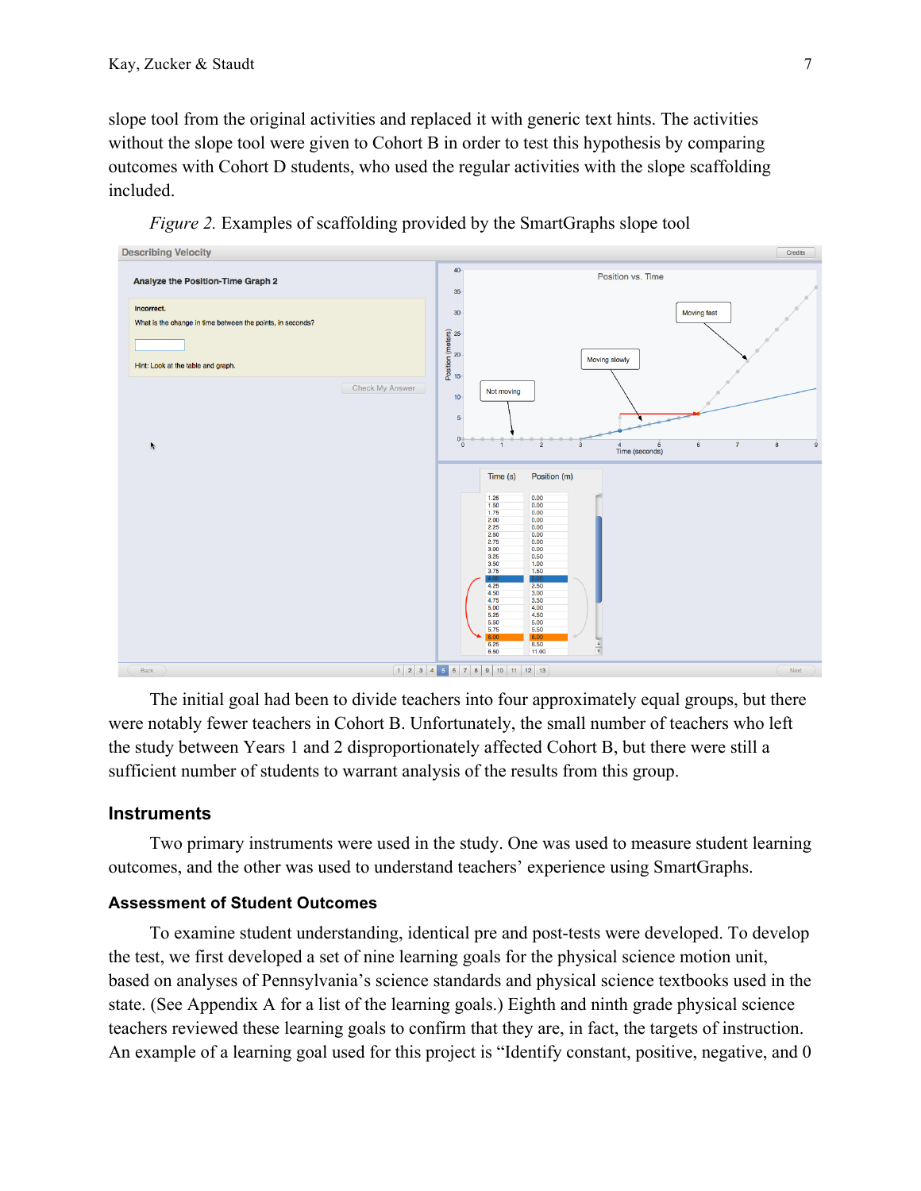slope tool from the original activities and replaced it with generic text hints. The activities without the slope tool were given to Cohort B in order to test this hypothesis by comparing outcomes with Cohort D students, who used the regular activities with the slope scaffolding included.

*Figure 2.* Examples of scaffolding provided by the SmartGraphs slope tool

The initial goal had been to divide teachers into four approximately equal groups, but there were notably fewer teachers in Cohort B. Unfortunately, the small number of teachers who left the study between Years 1 and 2 disproportionately affected Cohort B, but there were still a sufficient number of students to warrant analysis of the results from this group.

## Instruments

Two primary instruments were used in the study. One was used to measure student learning outcomes, and the other was used to understand teachers' experience using SmartGraphs.

### Assessment of Student Outcomes

To examine student understanding, identical pre and post-tests were developed. To develop the test, we first developed a set of nine learning goals for the physical science motion unit, based on analyses of Pennsylvania's science standards and physical science textbooks used in the state. (See Appendix A for a list of the learning goals.) Eighth and ninth grade physical science teachers reviewed these learning goals to confirm that they are, in fact, the targets of instruction. An example of a learning goal used for this project is "Identify constant, positive, negative, and 0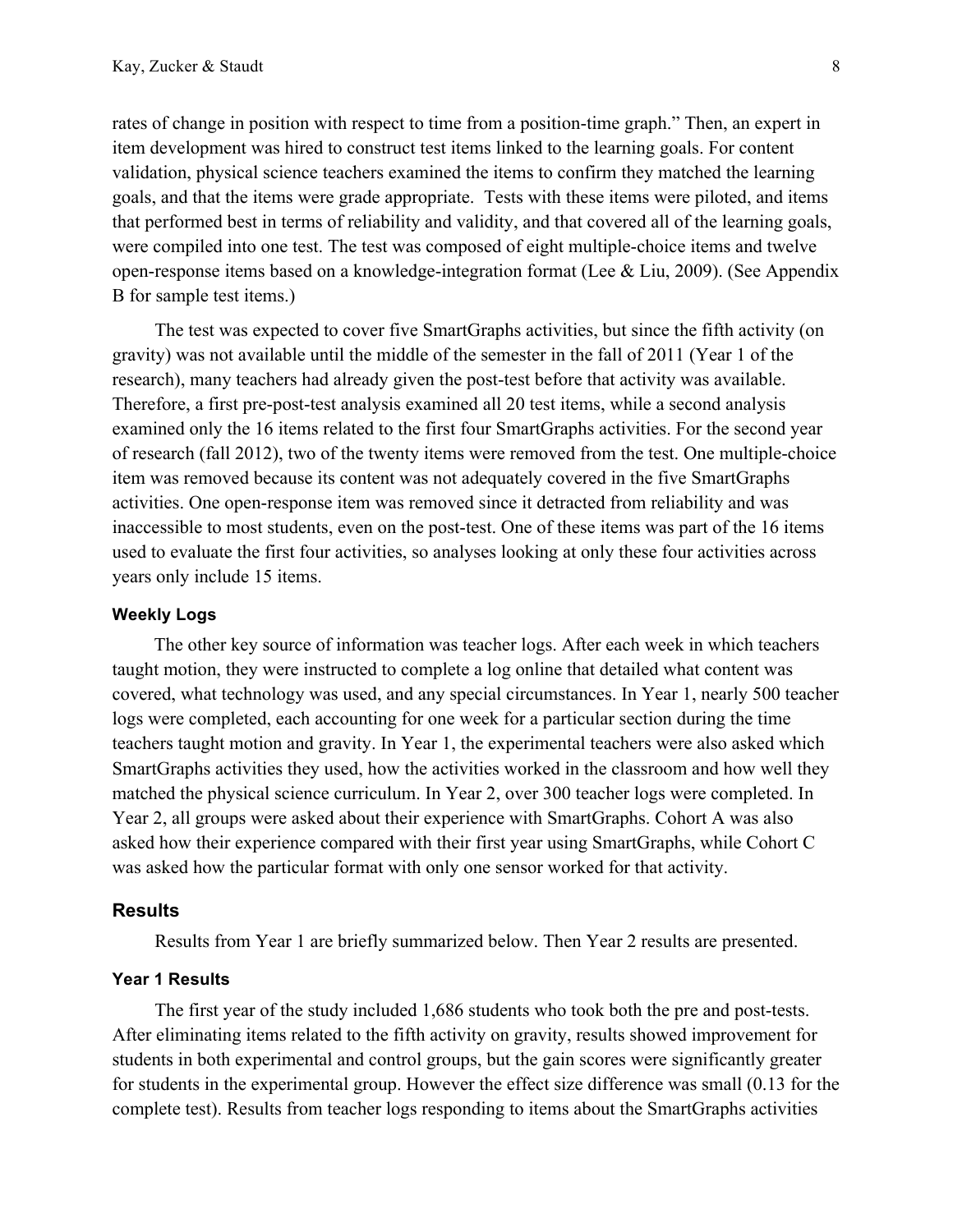rates of change in position with respect to time from a position-time graph." Then, an expert in item development was hired to construct test items linked to the learning goals. For content validation, physical science teachers examined the items to confirm they matched the learning goals, and that the items were grade appropriate. Tests with these items were piloted, and items that performed best in terms of reliability and validity, and that covered all of the learning goals, were compiled into one test. The test was composed of eight multiple-choice items and twelve open-response items based on a knowledge-integration format (Lee & Liu, 2009). (See Appendix B for sample test items.)

The test was expected to cover five SmartGraphs activities, but since the fifth activity (on gravity) was not available until the middle of the semester in the fall of 2011 (Year 1 of the research), many teachers had already given the post-test before that activity was available. Therefore, a first pre-post-test analysis examined all 20 test items, while a second analysis examined only the 16 items related to the first four SmartGraphs activities. For the second year of research (fall 2012), two of the twenty items were removed from the test. One multiple-choice item was removed because its content was not adequately covered in the five SmartGraphs activities. One open-response item was removed since it detracted from reliability and was inaccessible to most students, even on the post-test. One of these items was part of the 16 items used to evaluate the first four activities, so analyses looking at only these four activities across years only include 15 items.

#### Weekly Logs

The other key source of information was teacher logs. After each week in which teachers taught motion, they were instructed to complete a log online that detailed what content was covered, what technology was used, and any special circumstances. In Year 1, nearly 500 teacher logs were completed, each accounting for one week for a particular section during the time teachers taught motion and gravity. In Year 1, the experimental teachers were also asked which SmartGraphs activities they used, how the activities worked in the classroom and how well they matched the physical science curriculum. In Year 2, over 300 teacher logs were completed. In Year 2, all groups were asked about their experience with SmartGraphs. Cohort A was also asked how their experience compared with their first year using SmartGraphs, while Cohort C was asked how the particular format with only one sensor worked for that activity.

### Results

Results from Year 1 are briefly summarized below. Then Year 2 results are presented.

#### Year 1 Results

The first year of the study included 1,686 students who took both the pre and post-tests. After eliminating items related to the fifth activity on gravity, results showed improvement for students in both experimental and control groups, but the gain scores were significantly greater for students in the experimental group. However the effect size difference was small (0.13 for the complete test). Results from teacher logs responding to items about the SmartGraphs activities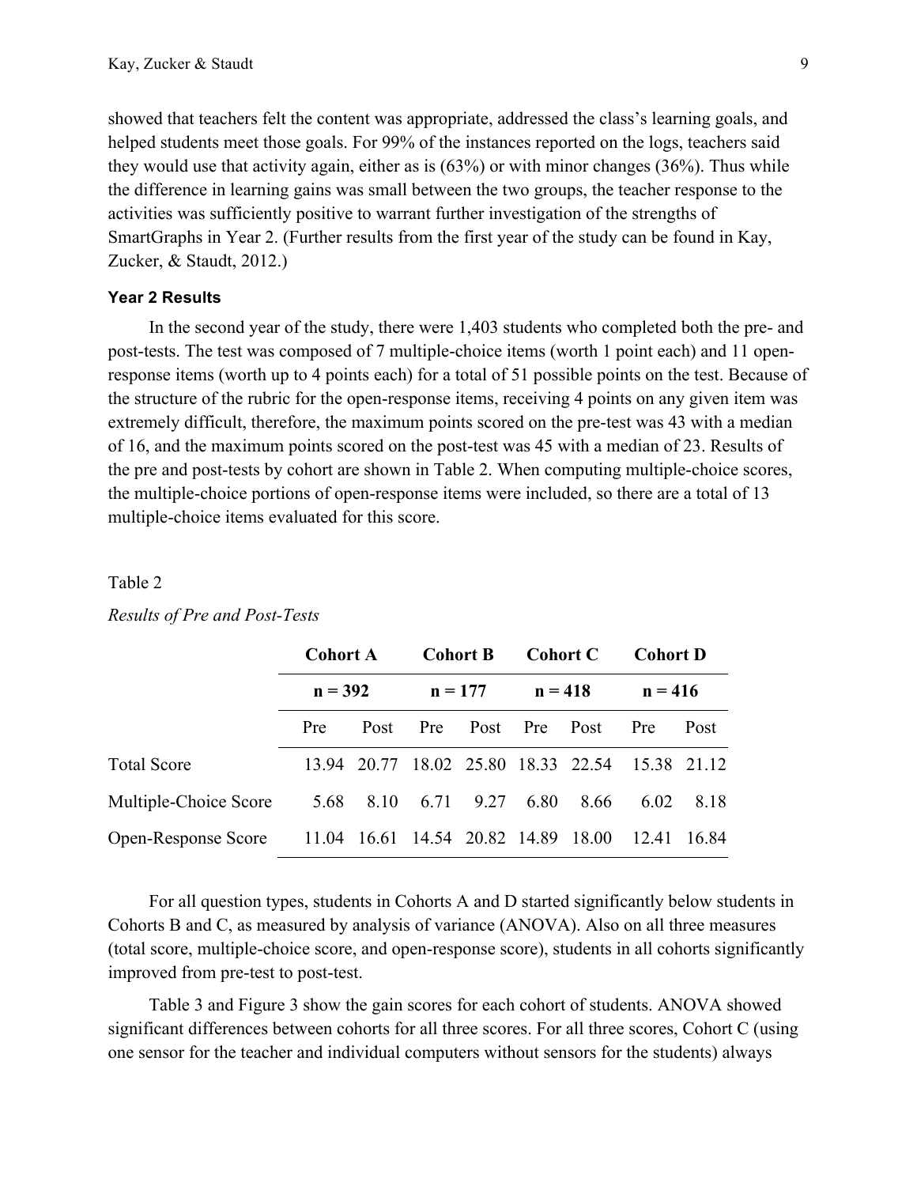showed that teachers felt the content was appropriate, addressed the class's learning goals, and helped students meet those goals. For 99% of the instances reported on the logs, teachers said they would use that activity again, either as is (63%) or with minor changes (36%). Thus while the difference in learning gains was small between the two groups, the teacher response to the activities was sufficiently positive to warrant further investigation of the strengths of SmartGraphs in Year 2. (Further results from the first year of the study can be found in Kay, Zucker, & Staudt, 2012.)

### Year 2 Results

In the second year of the study, there were 1,403 students who completed both the pre- and post-tests. The test was composed of 7 multiple-choice items (worth 1 point each) and 11 open-response items (worth up to 4 points each) for a total of 51 possible points on the test. Because of the structure of the rubric for the open-response items, receiving 4 points on any given item was extremely difficult, therefore, the maximum points scored on the pre-test was 43 with a median of 16, and the maximum points scored on the post-test was 45 with a median of 23. Results of the pre and post-tests by cohort are shown in Table 2. When computing multiple-choice scores, the multiple-choice portions of open-response items were included, so there are a total of 13 multiple-choice items evaluated for this score.

Table 2

*Results of Pre and Post-Tests*

| | **Cohort A** | | **Cohort B** | | **Cohort C** | | **Cohort D** | |
|---|---|---|---|---|---|---|---|---|
| | **n = 392** | | **n = 177** | | **n = 418** | | **n = 416** | |
| | Pre | Post | Pre | Post | Pre | Post | Pre | Post |
| Total Score | 13.94 | 20.77 | 18.02 | 25.80 | 18.33 | 22.54 | 15.38 | 21.12 |
| Multiple-Choice Score | 5.68 | 8.10 | 6.71 | 9.27 | 6.80 | 8.66 | 6.02 | 8.18 |
| Open-Response Score | 11.04 | 16.61 | 14.54 | 20.82 | 14.89 | 18.00 | 12.41 | 16.84 |

For all question types, students in Cohorts A and D started significantly below students in Cohorts B and C, as measured by analysis of variance (ANOVA). Also on all three measures (total score, multiple-choice score, and open-response score), students in all cohorts significantly improved from pre-test to post-test.

Table 3 and Figure 3 show the gain scores for each cohort of students. ANOVA showed significant differences between cohorts for all three scores. For all three scores, Cohort C (using one sensor for the teacher and individual computers without sensors for the students) always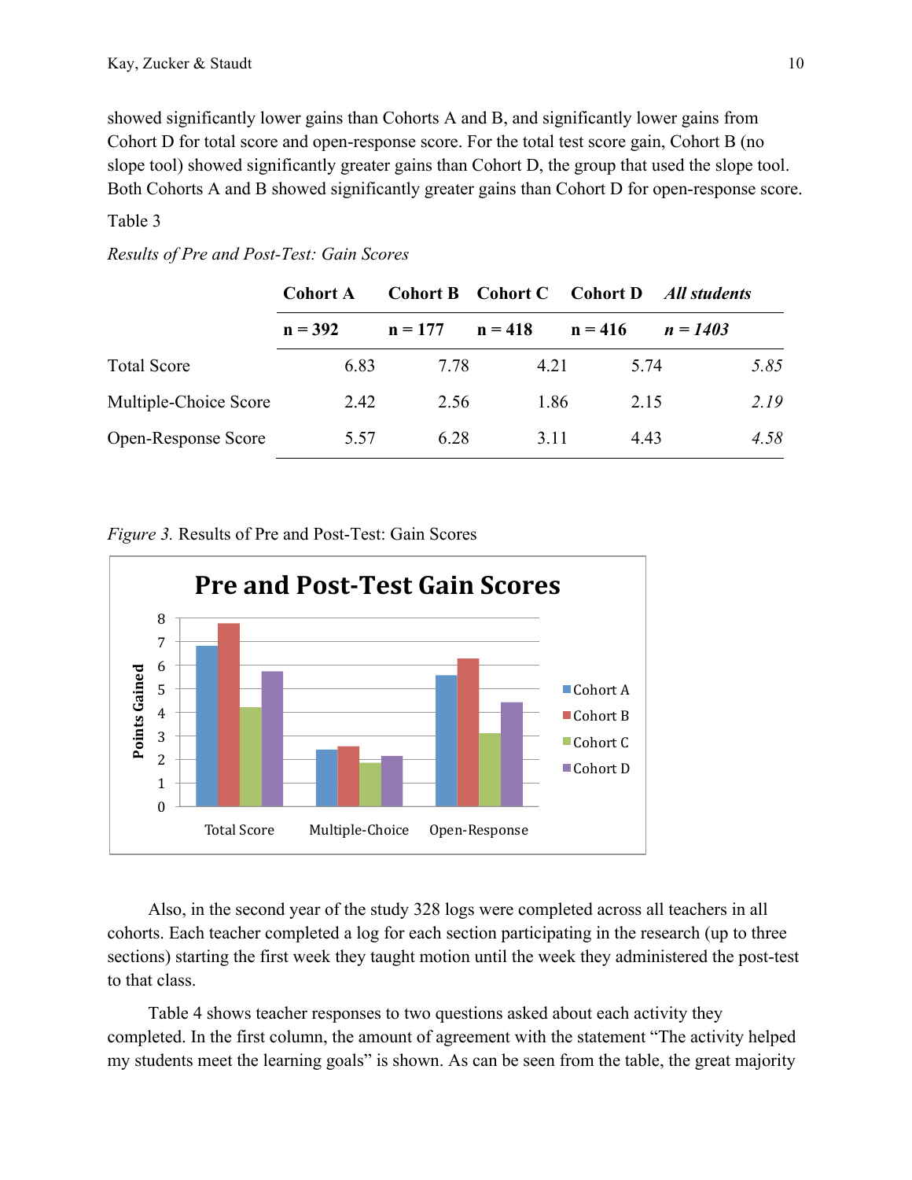showed significantly lower gains than Cohorts A and B, and significantly lower gains from Cohort D for total score and open-response score. For the total test score gain, Cohort B (no slope tool) showed significantly greater gains than Cohort D, the group that used the slope tool. Both Cohorts A and B showed significantly greater gains than Cohort D for open-response score.

Table 3

*Results of Pre and Post-Test: Gain Scores*

| | **Cohort A** | **Cohort B** | **Cohort C** | **Cohort D** | ***All students*** |
|---|---|---|---|---|---|
| | **n = 392** | **n = 177** | **n = 418** | **n = 416** | ***n = 1403*** |
| Total Score | 6.83 | 7.78 | 4.21 | 5.74 | *5.85* |
| Multiple-Choice Score | 2.42 | 2.56 | 1.86 | 2.15 | *2.19* |
| Open-Response Score | 5.57 | 6.28 | 3.11 | 4.43 | *4.58* |

*Figure 3.* Results of Pre and Post-Test: Gain Scores

Also, in the second year of the study 328 logs were completed across all teachers in all cohorts. Each teacher completed a log for each section participating in the research (up to three sections) starting the first week they taught motion until the week they administered the post-test to that class.

Table 4 shows teacher responses to two questions asked about each activity they completed. In the first column, the amount of agreement with the statement "The activity helped my students meet the learning goals" is shown. As can be seen from the table, the great majority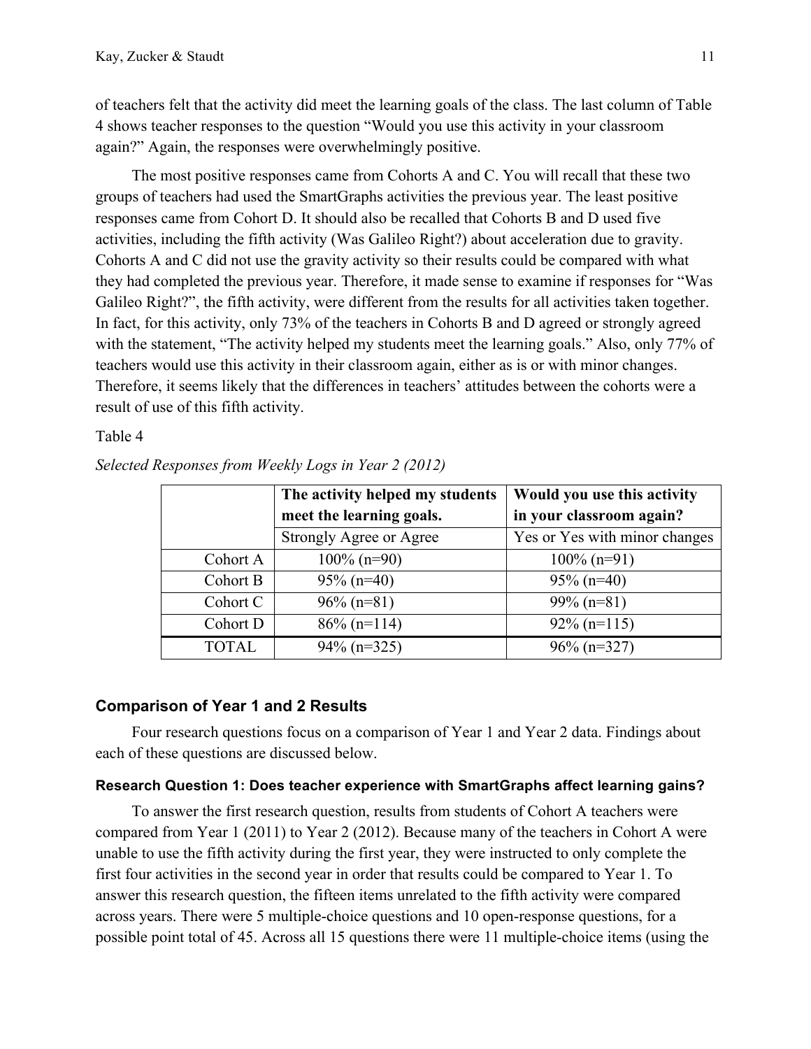of teachers felt that the activity did meet the learning goals of the class. The last column of Table 4 shows teacher responses to the question "Would you use this activity in your classroom again?" Again, the responses were overwhelmingly positive.

The most positive responses came from Cohorts A and C. You will recall that these two groups of teachers had used the SmartGraphs activities the previous year. The least positive responses came from Cohort D. It should also be recalled that Cohorts B and D used five activities, including the fifth activity (Was Galileo Right?) about acceleration due to gravity. Cohorts A and C did not use the gravity activity so their results could be compared with what they had completed the previous year. Therefore, it made sense to examine if responses for "Was Galileo Right?", the fifth activity, were different from the results for all activities taken together. In fact, for this activity, only 73% of the teachers in Cohorts B and D agreed or strongly agreed with the statement, "The activity helped my students meet the learning goals." Also, only 77% of teachers would use this activity in their classroom again, either as is or with minor changes. Therefore, it seems likely that the differences in teachers' attitudes between the cohorts were a result of use of this fifth activity.

Table 4

*Selected Responses from Weekly Logs in Year 2 (2012)*

| | **The activity helped my students meet the learning goals.** | **Would you use this activity in your classroom again?** |
|---|---|---|
| | Strongly Agree or Agree | Yes or Yes with minor changes |
| Cohort A | 100% (n=90) | 100% (n=91) |
| Cohort B | 95% (n=40) | 95% (n=40) |
| Cohort C | 96% (n=81) | 99% (n=81) |
| Cohort D | 86% (n=114) | 92% (n=115) |
| TOTAL | 94% (n=325) | 96% (n=327) |

## Comparison of Year 1 and 2 Results

Four research questions focus on a comparison of Year 1 and Year 2 data. Findings about each of these questions are discussed below.

### Research Question 1: Does teacher experience with SmartGraphs affect learning gains?

To answer the first research question, results from students of Cohort A teachers were compared from Year 1 (2011) to Year 2 (2012). Because many of the teachers in Cohort A were unable to use the fifth activity during the first year, they were instructed to only complete the first four activities in the second year in order that results could be compared to Year 1. To answer this research question, the fifteen items unrelated to the fifth activity were compared across years. There were 5 multiple-choice questions and 10 open-response questions, for a possible point total of 45. Across all 15 questions there were 11 multiple-choice items (using the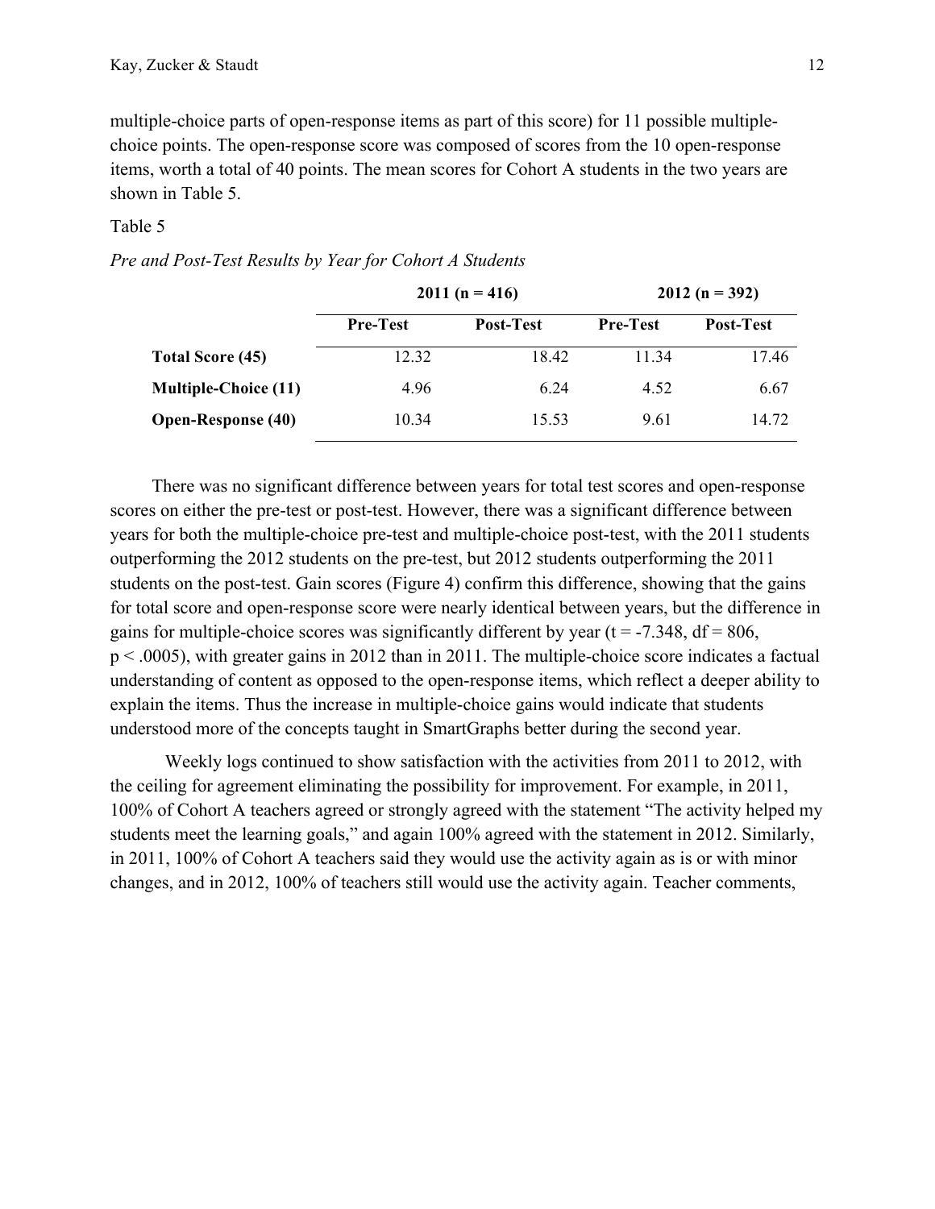multiple-choice parts of open-response items as part of this score) for 11 possible multiple-choice points. The open-response score was composed of scores from the 10 open-response items, worth a total of 40 points. The mean scores for Cohort A students in the two years are shown in Table 5.

Table 5

*Pre and Post-Test Results by Year for Cohort A Students*

| | 2011 (n = 416) | | 2012 (n = 392) | |
|---|---|---|---|---|
| | **Pre-Test** | **Post-Test** | **Pre-Test** | **Post-Test** |
| **Total Score (45)** | 12.32 | 18.42 | 11.34 | 17.46 |
| **Multiple-Choice (11)** | 4.96 | 6.24 | 4.52 | 6.67 |
| **Open-Response (40)** | 10.34 | 15.53 | 9.61 | 14.72 |

There was no significant difference between years for total test scores and open-response scores on either the pre-test or post-test. However, there was a significant difference between years for both the multiple-choice pre-test and multiple-choice post-test, with the 2011 students outperforming the 2012 students on the pre-test, but 2012 students outperforming the 2011 students on the post-test. Gain scores (Figure 4) confirm this difference, showing that the gains for total score and open-response score were nearly identical between years, but the difference in gains for multiple-choice scores was significantly different by year ($t = -7.348$, $df = 806$, $p < .0005$), with greater gains in 2012 than in 2011. The multiple-choice score indicates a factual understanding of content as opposed to the open-response items, which reflect a deeper ability to explain the items. Thus the increase in multiple-choice gains would indicate that students understood more of the concepts taught in SmartGraphs better during the second year.

Weekly logs continued to show satisfaction with the activities from 2011 to 2012, with the ceiling for agreement eliminating the possibility for improvement. For example, in 2011, 100% of Cohort A teachers agreed or strongly agreed with the statement "The activity helped my students meet the learning goals," and again 100% agreed with the statement in 2012. Similarly, in 2011, 100% of Cohort A teachers said they would use the activity again as is or with minor changes, and in 2012, 100% of teachers still would use the activity again. Teacher comments,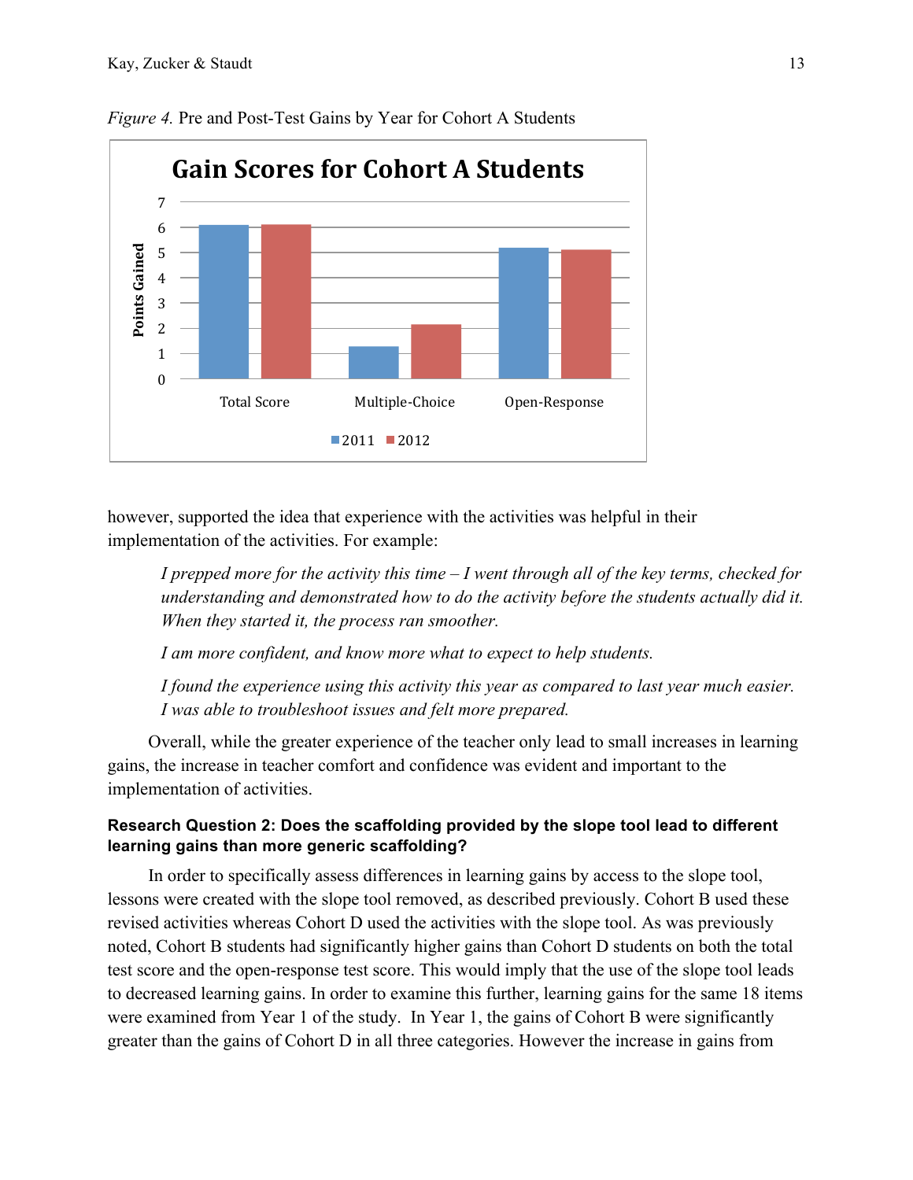*Figure 4.* Pre and Post-Test Gains by Year for Cohort A Students

however, supported the idea that experience with the activities was helpful in their implementation of the activities. For example:

> *I prepped more for the activity this time – I went through all of the key terms, checked for understanding and demonstrated how to do the activity before the students actually did it. When they started it, the process ran smoother.*
>
> *I am more confident, and know more what to expect to help students.*
>
> *I found the experience using this activity this year as compared to last year much easier. I was able to troubleshoot issues and felt more prepared.*

Overall, while the greater experience of the teacher only lead to small increases in learning gains, the increase in teacher comfort and confidence was evident and important to the implementation of activities.

#### Research Question 2: Does the scaffolding provided by the slope tool lead to different learning gains than more generic scaffolding?

In order to specifically assess differences in learning gains by access to the slope tool, lessons were created with the slope tool removed, as described previously. Cohort B used these revised activities whereas Cohort D used the activities with the slope tool. As was previously noted, Cohort B students had significantly higher gains than Cohort D students on both the total test score and the open-response test score. This would imply that the use of the slope tool leads to decreased learning gains. In order to examine this further, learning gains for the same 18 items were examined from Year 1 of the study. In Year 1, the gains of Cohort B were significantly greater than the gains of Cohort D in all three categories. However the increase in gains from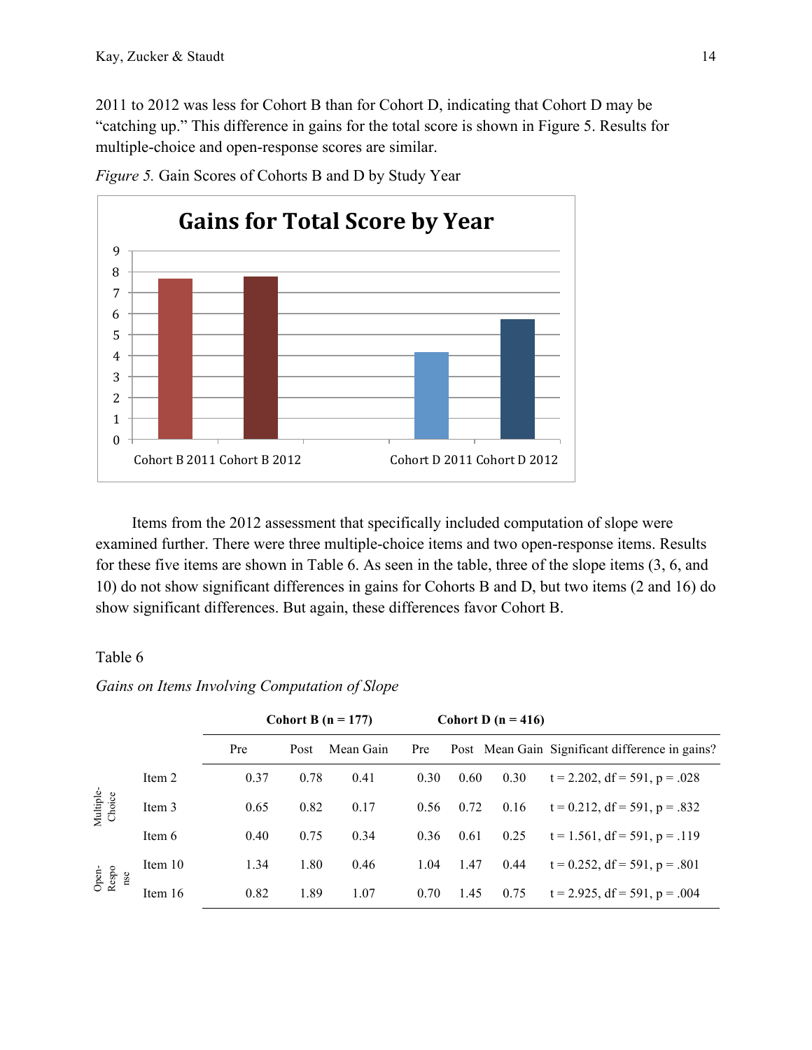2011 to 2012 was less for Cohort B than for Cohort D, indicating that Cohort D may be "catching up." This difference in gains for the total score is shown in Figure 5. Results for multiple-choice and open-response scores are similar.

*Figure 5.* Gain Scores of Cohorts B and D by Study Year

Items from the 2012 assessment that specifically included computation of slope were examined further. There were three multiple-choice items and two open-response items. Results for these five items are shown in Table 6. As seen in the table, three of the slope items (3, 6, and 10) do not show significant differences in gains for Cohorts B and D, but two items (2 and 16) do show significant differences. But again, these differences favor Cohort B.

Table 6

*Gains on Items Involving Computation of Slope*

| | | **Cohort B (n = 177)** | | | **Cohort D (n = 416)** | | | |
|---|---|---|---|---|---|---|---|---|
| | | Pre | Post | Mean Gain | Pre | Post | Mean Gain | Significant difference in gains? |
| Multiple-Choice | Item 2 | 0.37 | 0.78 | 0.41 | 0.30 | 0.60 | 0.30 | t = 2.202, df = 591, p = .028 |
| | Item 3 | 0.65 | 0.82 | 0.17 | 0.56 | 0.72 | 0.16 | t = 0.212, df = 591, p = .832 |
| | Item 6 | 0.40 | 0.75 | 0.34 | 0.36 | 0.61 | 0.25 | t = 1.561, df = 591, p = .119 |
| Open-Response | Item 10 | 1.34 | 1.80 | 0.46 | 1.04 | 1.47 | 0.44 | t = 0.252, df = 591, p = .801 |
| | Item 16 | 0.82 | 1.89 | 1.07 | 0.70 | 1.45 | 0.75 | t = 2.925, df = 591, p = .004 |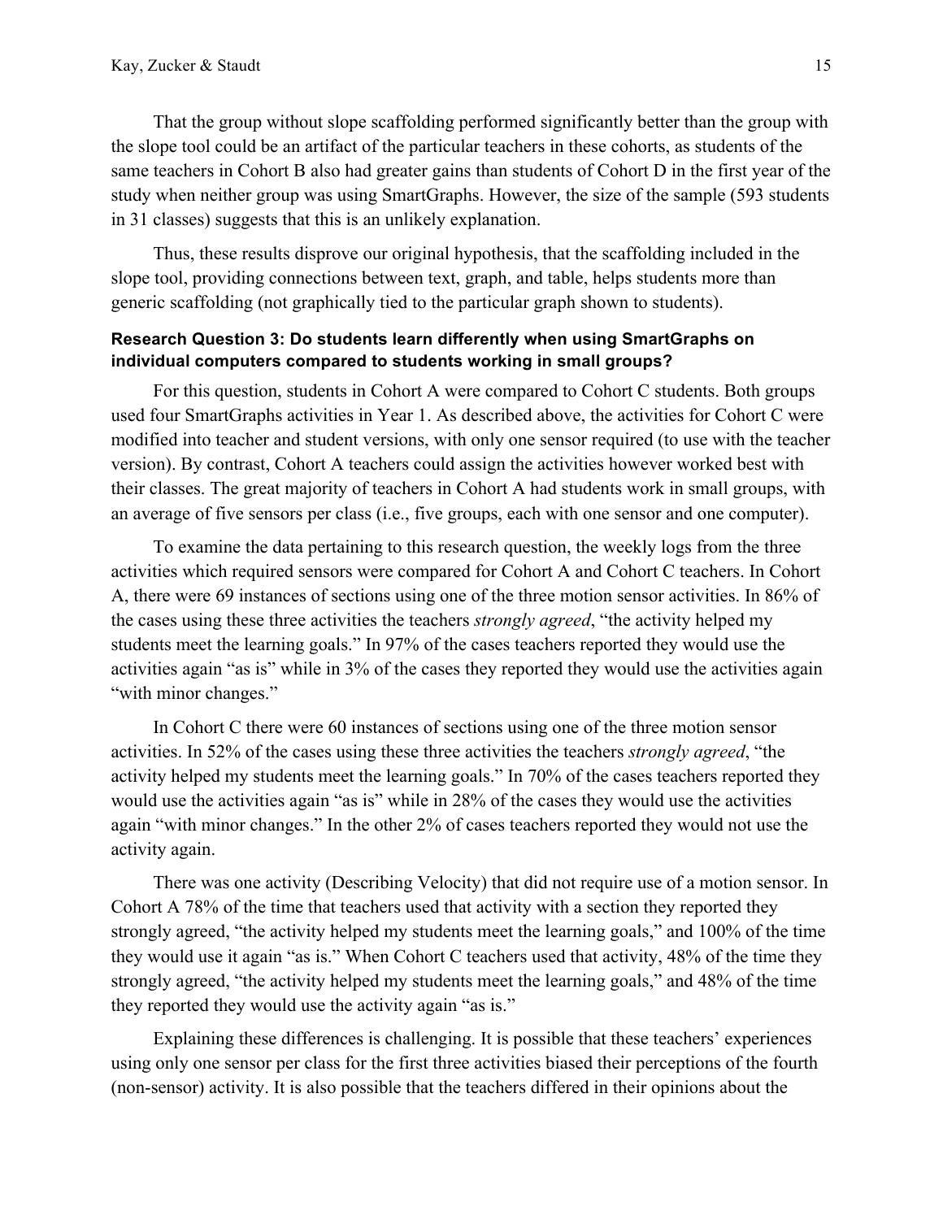That the group without slope scaffolding performed significantly better than the group with the slope tool could be an artifact of the particular teachers in these cohorts, as students of the same teachers in Cohort B also had greater gains than students of Cohort D in the first year of the study when neither group was using SmartGraphs. However, the size of the sample (593 students in 31 classes) suggests that this is an unlikely explanation.

Thus, these results disprove our original hypothesis, that the scaffolding included in the slope tool, providing connections between text, graph, and table, helps students more than generic scaffolding (not graphically tied to the particular graph shown to students).

**Research Question 3: Do students learn differently when using SmartGraphs on individual computers compared to students working in small groups?**

For this question, students in Cohort A were compared to Cohort C students. Both groups used four SmartGraphs activities in Year 1. As described above, the activities for Cohort C were modified into teacher and student versions, with only one sensor required (to use with the teacher version). By contrast, Cohort A teachers could assign the activities however worked best with their classes. The great majority of teachers in Cohort A had students work in small groups, with an average of five sensors per class (i.e., five groups, each with one sensor and one computer).

To examine the data pertaining to this research question, the weekly logs from the three activities which required sensors were compared for Cohort A and Cohort C teachers. In Cohort A, there were 69 instances of sections using one of the three motion sensor activities. In 86% of the cases using these three activities the teachers *strongly agreed*, "the activity helped my students meet the learning goals." In 97% of the cases teachers reported they would use the activities again "as is" while in 3% of the cases they reported they would use the activities again "with minor changes."

In Cohort C there were 60 instances of sections using one of the three motion sensor activities. In 52% of the cases using these three activities the teachers *strongly agreed*, "the activity helped my students meet the learning goals." In 70% of the cases teachers reported they would use the activities again "as is" while in 28% of the cases they would use the activities again "with minor changes." In the other 2% of cases teachers reported they would not use the activity again.

There was one activity (Describing Velocity) that did not require use of a motion sensor. In Cohort A 78% of the time that teachers used that activity with a section they reported they strongly agreed, "the activity helped my students meet the learning goals," and 100% of the time they would use it again "as is." When Cohort C teachers used that activity, 48% of the time they strongly agreed, "the activity helped my students meet the learning goals," and 48% of the time they reported they would use the activity again "as is."

Explaining these differences is challenging. It is possible that these teachers' experiences using only one sensor per class for the first three activities biased their perceptions of the fourth (non-sensor) activity. It is also possible that the teachers differed in their opinions about the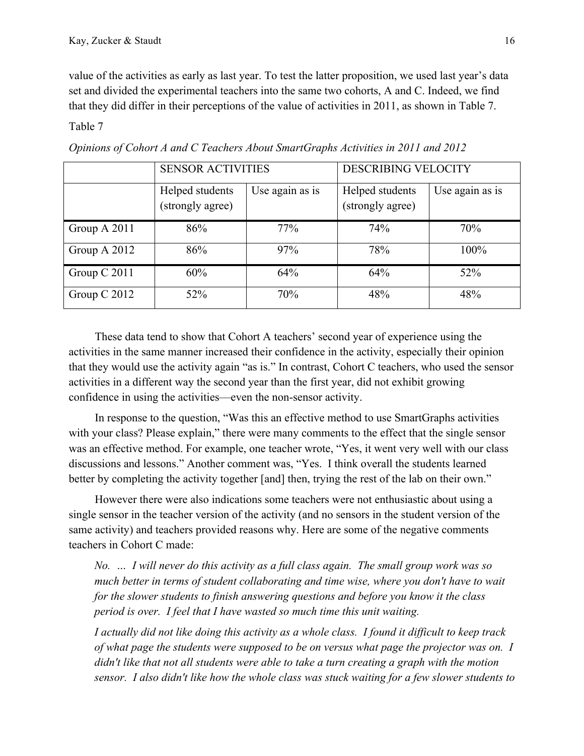value of the activities as early as last year. To test the latter proposition, we used last year's data set and divided the experimental teachers into the same two cohorts, A and C. Indeed, we find that they did differ in their perceptions of the value of activities in 2011, as shown in Table 7.

Table 7

*Opinions of Cohort A and C Teachers About SmartGraphs Activities in 2011 and 2012*

| | SENSOR ACTIVITIES | | DESCRIBING VELOCITY | |
|---|---|---|---|---|
| | Helped students (strongly agree) | Use again as is | Helped students (strongly agree) | Use again as is |
| Group A 2011 | 86% | 77% | 74% | 70% |
| Group A 2012 | 86% | 97% | 78% | 100% |
| Group C 2011 | 60% | 64% | 64% | 52% |
| Group C 2012 | 52% | 70% | 48% | 48% |

These data tend to show that Cohort A teachers' second year of experience using the activities in the same manner increased their confidence in the activity, especially their opinion that they would use the activity again "as is." In contrast, Cohort C teachers, who used the sensor activities in a different way the second year than the first year, did not exhibit growing confidence in using the activities—even the non-sensor activity.

In response to the question, "Was this an effective method to use SmartGraphs activities with your class? Please explain," there were many comments to the effect that the single sensor was an effective method. For example, one teacher wrote, "Yes, it went very well with our class discussions and lessons." Another comment was, "Yes. I think overall the students learned better by completing the activity together [and] then, trying the rest of the lab on their own."

However there were also indications some teachers were not enthusiastic about using a single sensor in the teacher version of the activity (and no sensors in the student version of the same activity) and teachers provided reasons why. Here are some of the negative comments teachers in Cohort C made:

> *No. … I will never do this activity as a full class again. The small group work was so much better in terms of student collaborating and time wise, where you don't have to wait for the slower students to finish answering questions and before you know it the class period is over. I feel that I have wasted so much time this unit waiting.*
>
> *I actually did not like doing this activity as a whole class. I found it difficult to keep track of what page the students were supposed to be on versus what page the projector was on. I didn't like that not all students were able to take a turn creating a graph with the motion sensor. I also didn't like how the whole class was stuck waiting for a few slower students to*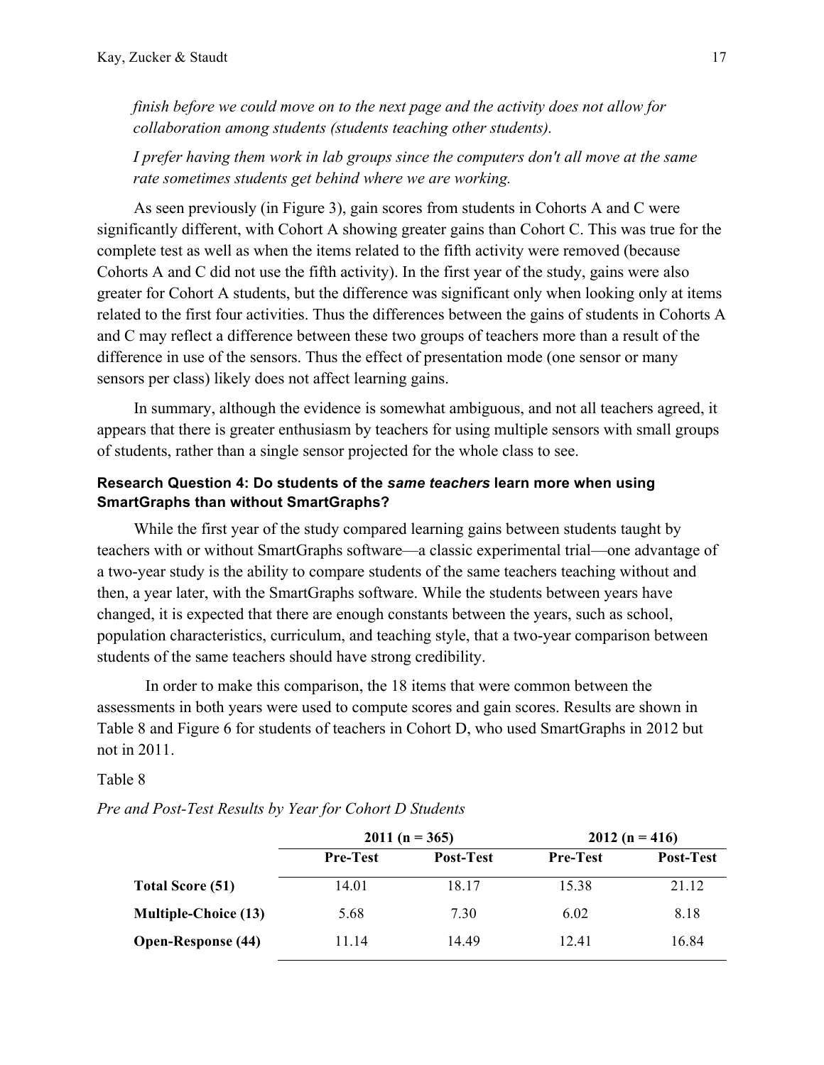*finish before we could move on to the next page and the activity does not allow for collaboration among students (students teaching other students).*

*I prefer having them work in lab groups since the computers don't all move at the same rate sometimes students get behind where we are working.*

As seen previously (in Figure 3), gain scores from students in Cohorts A and C were significantly different, with Cohort A showing greater gains than Cohort C. This was true for the complete test as well as when the items related to the fifth activity were removed (because Cohorts A and C did not use the fifth activity). In the first year of the study, gains were also greater for Cohort A students, but the difference was significant only when looking only at items related to the first four activities. Thus the differences between the gains of students in Cohorts A and C may reflect a difference between these two groups of teachers more than a result of the difference in use of the sensors. Thus the effect of presentation mode (one sensor or many sensors per class) likely does not affect learning gains.

In summary, although the evidence is somewhat ambiguous, and not all teachers agreed, it appears that there is greater enthusiasm by teachers for using multiple sensors with small groups of students, rather than a single sensor projected for the whole class to see.

### Research Question 4: Do students of the *same teachers* learn more when using SmartGraphs than without SmartGraphs?

While the first year of the study compared learning gains between students taught by teachers with or without SmartGraphs software—a classic experimental trial—one advantage of a two-year study is the ability to compare students of the same teachers teaching without and then, a year later, with the SmartGraphs software. While the students between years have changed, it is expected that there are enough constants between the years, such as school, population characteristics, curriculum, and teaching style, that a two-year comparison between students of the same teachers should have strong credibility.

In order to make this comparison, the 18 items that were common between the assessments in both years were used to compute scores and gain scores. Results are shown in Table 8 and Figure 6 for students of teachers in Cohort D, who used SmartGraphs in 2012 but not in 2011.

Table 8

*Pre and Post-Test Results by Year for Cohort D Students*

| | 2011 (n = 365) | | 2012 (n = 416) | |
|---|---|---|---|---|
| | **Pre-Test** | **Post-Test** | **Pre-Test** | **Post-Test** |
| **Total Score (51)** | 14.01 | 18.17 | 15.38 | 21.12 |
| **Multiple-Choice (13)** | 5.68 | 7.30 | 6.02 | 8.18 |
| **Open-Response (44)** | 11.14 | 14.49 | 12.41 | 16.84 |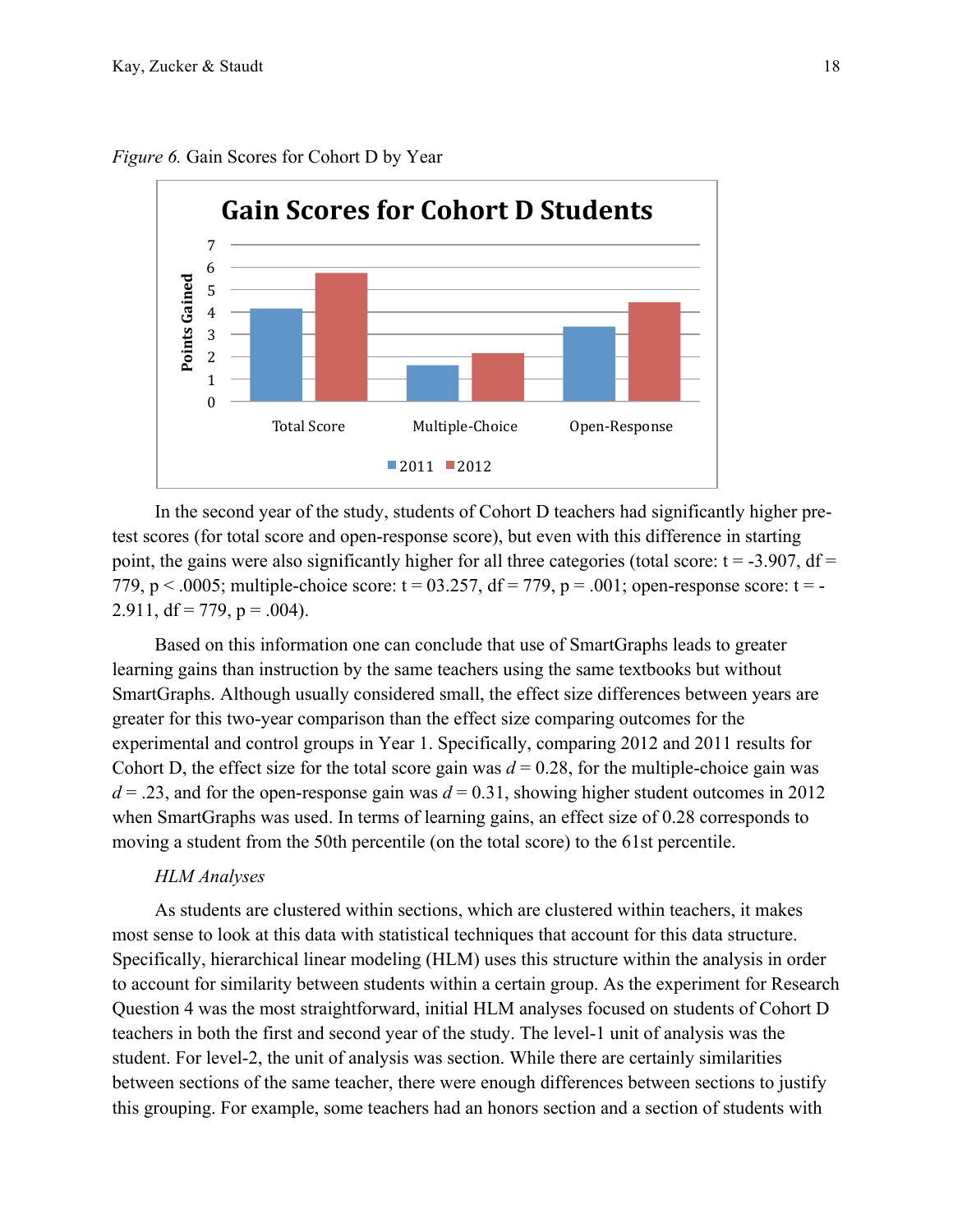*Figure 6.* Gain Scores for Cohort D by Year

In the second year of the study, students of Cohort D teachers had significantly higher pre-test scores (for total score and open-response score), but even with this difference in starting point, the gains were also significantly higher for all three categories (total score: $t = -3.907$, $df = 779$, $p < .0005$; multiple-choice score: $t = 03.257$, $df = 779$, $p = .001$; open-response score: $t = -2.911$, $df = 779$, $p = .004$).

Based on this information one can conclude that use of SmartGraphs leads to greater learning gains than instruction by the same teachers using the same textbooks but without SmartGraphs. Although usually considered small, the effect size differences between years are greater for this two-year comparison than the effect size comparing outcomes for the experimental and control groups in Year 1. Specifically, comparing 2012 and 2011 results for Cohort D, the effect size for the total score gain was $d = 0.28$, for the multiple-choice gain was $d = .23$, and for the open-response gain was $d = 0.31$, showing higher student outcomes in 2012 when SmartGraphs was used. In terms of learning gains, an effect size of 0.28 corresponds to moving a student from the 50th percentile (on the total score) to the 61st percentile.

*HLM Analyses*

As students are clustered within sections, which are clustered within teachers, it makes most sense to look at this data with statistical techniques that account for this data structure. Specifically, hierarchical linear modeling (HLM) uses this structure within the analysis in order to account for similarity between students within a certain group. As the experiment for Research Question 4 was the most straightforward, initial HLM analyses focused on students of Cohort D teachers in both the first and second year of the study. The level-1 unit of analysis was the student. For level-2, the unit of analysis was section. While there are certainly similarities between sections of the same teacher, there were enough differences between sections to justify this grouping. For example, some teachers had an honors section and a section of students with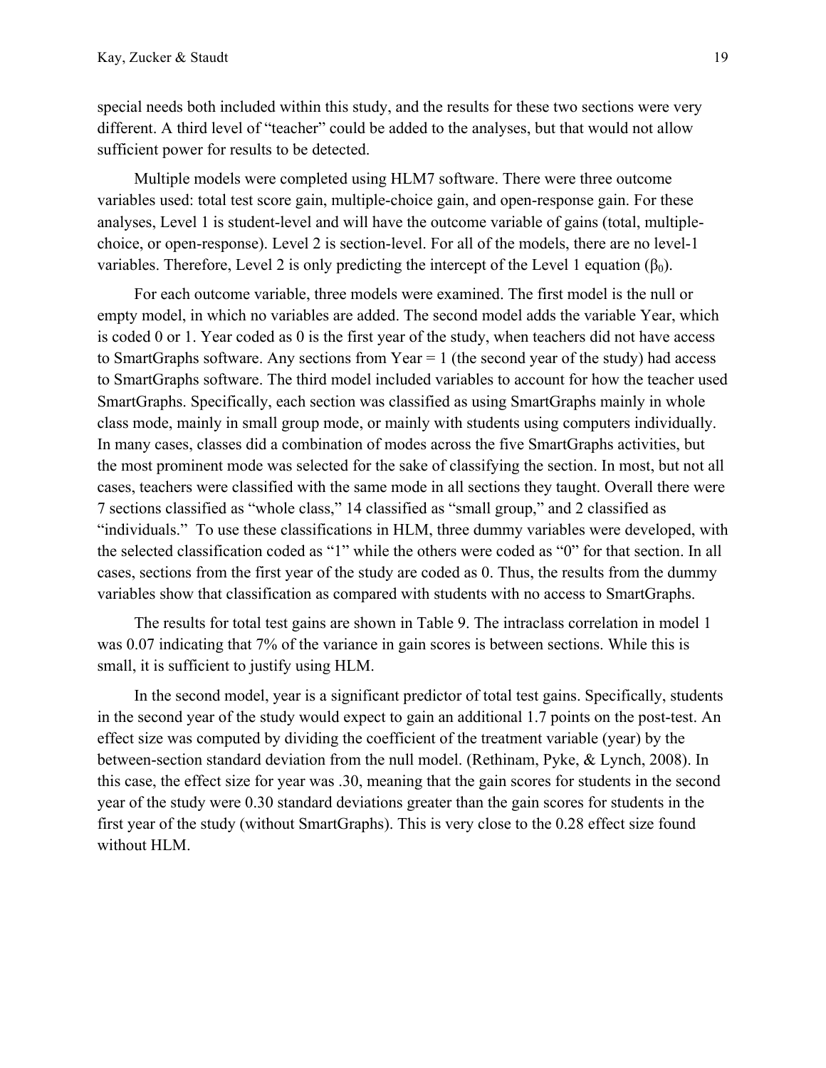special needs both included within this study, and the results for these two sections were very different. A third level of "teacher" could be added to the analyses, but that would not allow sufficient power for results to be detected.

Multiple models were completed using HLM7 software. There were three outcome variables used: total test score gain, multiple-choice gain, and open-response gain. For these analyses, Level 1 is student-level and will have the outcome variable of gains (total, multiple-choice, or open-response). Level 2 is section-level. For all of the models, there are no level-1 variables. Therefore, Level 2 is only predicting the intercept of the Level 1 equation ($\beta_0$).

For each outcome variable, three models were examined. The first model is the null or empty model, in which no variables are added. The second model adds the variable Year, which is coded 0 or 1. Year coded as 0 is the first year of the study, when teachers did not have access to SmartGraphs software. Any sections from Year = 1 (the second year of the study) had access to SmartGraphs software. The third model included variables to account for how the teacher used SmartGraphs. Specifically, each section was classified as using SmartGraphs mainly in whole class mode, mainly in small group mode, or mainly with students using computers individually. In many cases, classes did a combination of modes across the five SmartGraphs activities, but the most prominent mode was selected for the sake of classifying the section. In most, but not all cases, teachers were classified with the same mode in all sections they taught. Overall there were 7 sections classified as "whole class," 14 classified as "small group," and 2 classified as "individuals." To use these classifications in HLM, three dummy variables were developed, with the selected classification coded as "1" while the others were coded as "0" for that section. In all cases, sections from the first year of the study are coded as 0. Thus, the results from the dummy variables show that classification as compared with students with no access to SmartGraphs.

The results for total test gains are shown in Table 9. The intraclass correlation in model 1 was 0.07 indicating that 7% of the variance in gain scores is between sections. While this is small, it is sufficient to justify using HLM.

In the second model, year is a significant predictor of total test gains. Specifically, students in the second year of the study would expect to gain an additional 1.7 points on the post-test. An effect size was computed by dividing the coefficient of the treatment variable (year) by the between-section standard deviation from the null model. (Rethinam, Pyke, & Lynch, 2008). In this case, the effect size for year was .30, meaning that the gain scores for students in the second year of the study were 0.30 standard deviations greater than the gain scores for students in the first year of the study (without SmartGraphs). This is very close to the 0.28 effect size found without HLM.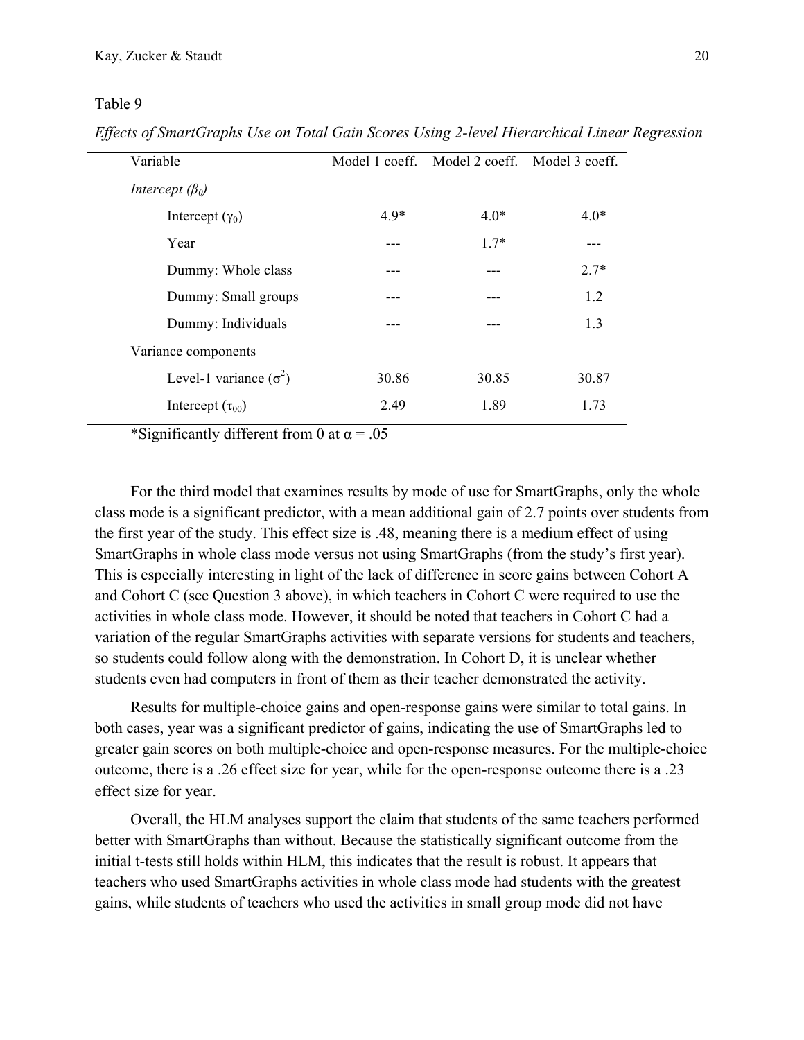Table 9

*Effects of SmartGraphs Use on Total Gain Scores Using 2-level Hierarchical Linear Regression*

| Variable | Model 1 coeff. | Model 2 coeff. | Model 3 coeff. |
|---|---|---|---|
| *Intercept ($\beta_0$)* | | | |
| Intercept ($\gamma_0$) | 4.9* | 4.0* | 4.0* |
| Year | --- | 1.7* | --- |
| Dummy: Whole class | --- | --- | 2.7* |
| Dummy: Small groups | --- | --- | 1.2 |
| Dummy: Individuals | --- | --- | 1.3 |
| Variance components | | | |
| Level-1 variance ($\sigma^2$) | 30.86 | 30.85 | 30.87 |
| Intercept ($\tau_{00}$) | 2.49 | 1.89 | 1.73 |

*Significantly different from 0 at $\alpha = .05$

For the third model that examines results by mode of use for SmartGraphs, only the whole class mode is a significant predictor, with a mean additional gain of 2.7 points over students from the first year of the study. This effect size is .48, meaning there is a medium effect of using SmartGraphs in whole class mode versus not using SmartGraphs (from the study's first year). This is especially interesting in light of the lack of difference in score gains between Cohort A and Cohort C (see Question 3 above), in which teachers in Cohort C were required to use the activities in whole class mode. However, it should be noted that teachers in Cohort C had a variation of the regular SmartGraphs activities with separate versions for students and teachers, so students could follow along with the demonstration. In Cohort D, it is unclear whether students even had computers in front of them as their teacher demonstrated the activity.

Results for multiple-choice gains and open-response gains were similar to total gains. In both cases, year was a significant predictor of gains, indicating the use of SmartGraphs led to greater gain scores on both multiple-choice and open-response measures. For the multiple-choice outcome, there is a .26 effect size for year, while for the open-response outcome there is a .23 effect size for year.

Overall, the HLM analyses support the claim that students of the same teachers performed better with SmartGraphs than without. Because the statistically significant outcome from the initial t-tests still holds within HLM, this indicates that the result is robust. It appears that teachers who used SmartGraphs activities in whole class mode had students with the greatest gains, while students of teachers who used the activities in small group mode did not have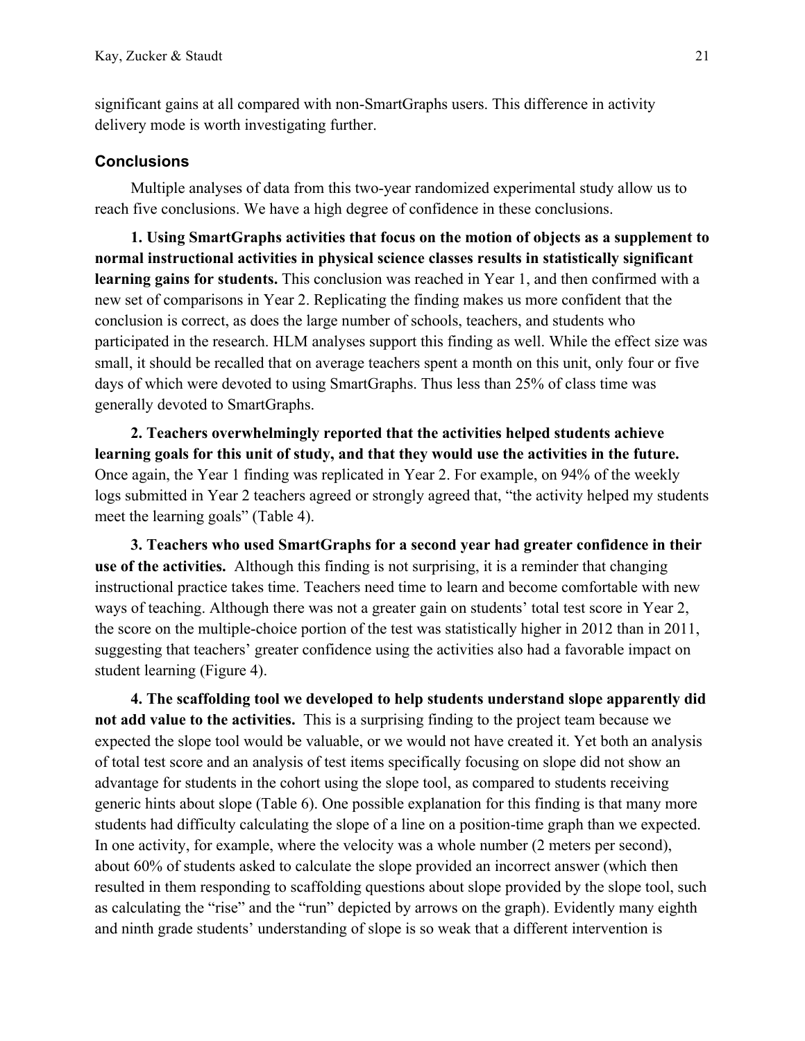significant gains at all compared with non-SmartGraphs users. This difference in activity delivery mode is worth investigating further.

## Conclusions

Multiple analyses of data from this two-year randomized experimental study allow us to reach five conclusions. We have a high degree of confidence in these conclusions.

**1. Using SmartGraphs activities that focus on the motion of objects as a supplement to normal instructional activities in physical science classes results in statistically significant learning gains for students.** This conclusion was reached in Year 1, and then confirmed with a new set of comparisons in Year 2. Replicating the finding makes us more confident that the conclusion is correct, as does the large number of schools, teachers, and students who participated in the research. HLM analyses support this finding as well. While the effect size was small, it should be recalled that on average teachers spent a month on this unit, only four or five days of which were devoted to using SmartGraphs. Thus less than 25% of class time was generally devoted to SmartGraphs.

**2. Teachers overwhelmingly reported that the activities helped students achieve learning goals for this unit of study, and that they would use the activities in the future.** Once again, the Year 1 finding was replicated in Year 2. For example, on 94% of the weekly logs submitted in Year 2 teachers agreed or strongly agreed that, "the activity helped my students meet the learning goals" (Table 4).

**3. Teachers who used SmartGraphs for a second year had greater confidence in their use of the activities.** Although this finding is not surprising, it is a reminder that changing instructional practice takes time. Teachers need time to learn and become comfortable with new ways of teaching. Although there was not a greater gain on students' total test score in Year 2, the score on the multiple-choice portion of the test was statistically higher in 2012 than in 2011, suggesting that teachers' greater confidence using the activities also had a favorable impact on student learning (Figure 4).

**4. The scaffolding tool we developed to help students understand slope apparently did not add value to the activities.** This is a surprising finding to the project team because we expected the slope tool would be valuable, or we would not have created it. Yet both an analysis of total test score and an analysis of test items specifically focusing on slope did not show an advantage for students in the cohort using the slope tool, as compared to students receiving generic hints about slope (Table 6). One possible explanation for this finding is that many more students had difficulty calculating the slope of a line on a position-time graph than we expected. In one activity, for example, where the velocity was a whole number (2 meters per second), about 60% of students asked to calculate the slope provided an incorrect answer (which then resulted in them responding to scaffolding questions about slope provided by the slope tool, such as calculating the "rise" and the "run" depicted by arrows on the graph). Evidently many eighth and ninth grade students' understanding of slope is so weak that a different intervention is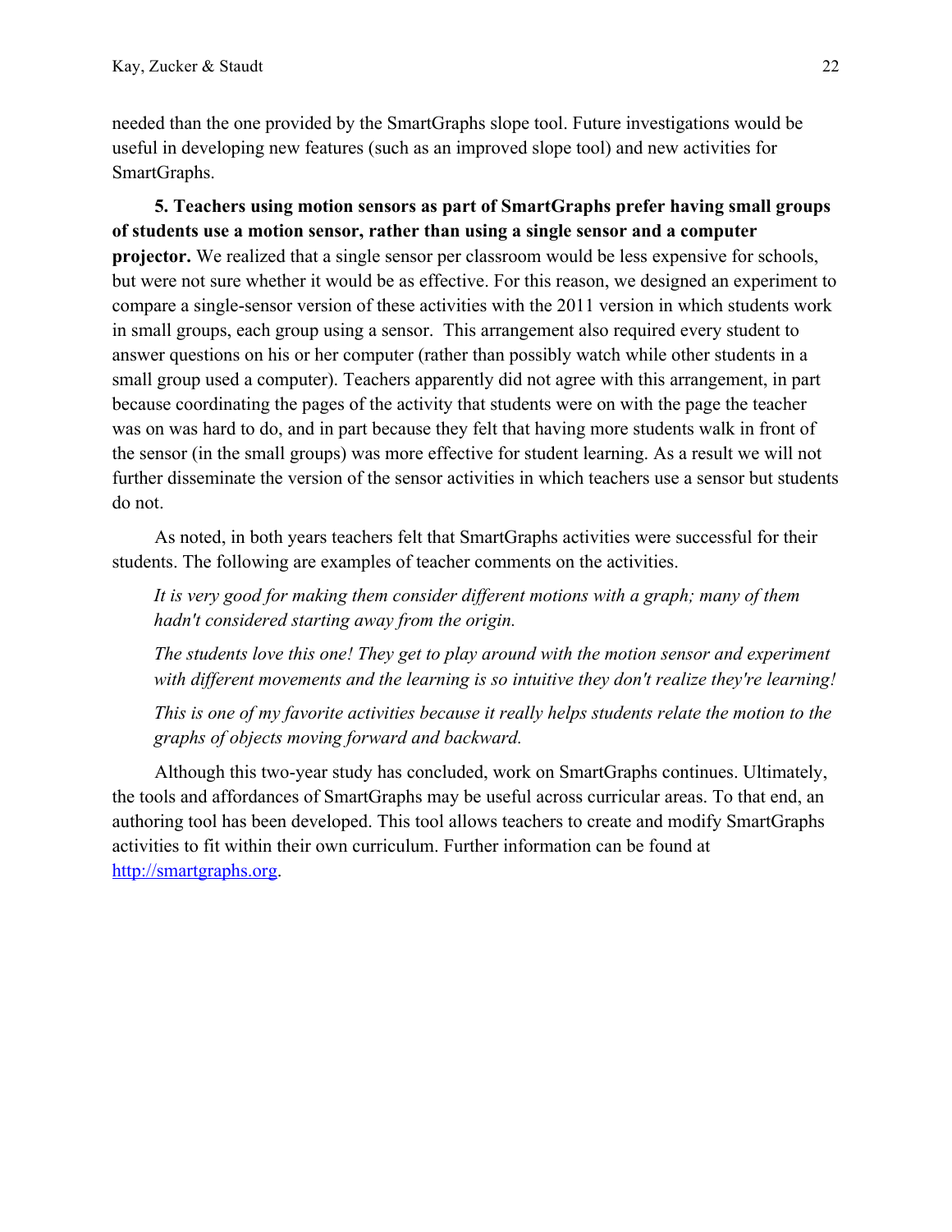needed than the one provided by the SmartGraphs slope tool. Future investigations would be useful in developing new features (such as an improved slope tool) and new activities for SmartGraphs.

**5. Teachers using motion sensors as part of SmartGraphs prefer having small groups of students use a motion sensor, rather than using a single sensor and a computer projector.** We realized that a single sensor per classroom would be less expensive for schools, but were not sure whether it would be as effective. For this reason, we designed an experiment to compare a single-sensor version of these activities with the 2011 version in which students work in small groups, each group using a sensor. This arrangement also required every student to answer questions on his or her computer (rather than possibly watch while other students in a small group used a computer). Teachers apparently did not agree with this arrangement, in part because coordinating the pages of the activity that students were on with the page the teacher was on was hard to do, and in part because they felt that having more students walk in front of the sensor (in the small groups) was more effective for student learning. As a result we will not further disseminate the version of the sensor activities in which teachers use a sensor but students do not.

As noted, in both years teachers felt that SmartGraphs activities were successful for their students. The following are examples of teacher comments on the activities.

> *It is very good for making them consider different motions with a graph; many of them hadn't considered starting away from the origin.*
>
> *The students love this one! They get to play around with the motion sensor and experiment with different movements and the learning is so intuitive they don't realize they're learning!*
>
> *This is one of my favorite activities because it really helps students relate the motion to the graphs of objects moving forward and backward.*

Although this two-year study has concluded, work on SmartGraphs continues. Ultimately, the tools and affordances of SmartGraphs may be useful across curricular areas. To that end, an authoring tool has been developed. This tool allows teachers to create and modify SmartGraphs activities to fit within their own curriculum. Further information can be found at [http://smartgraphs.org](http://smartgraphs.org).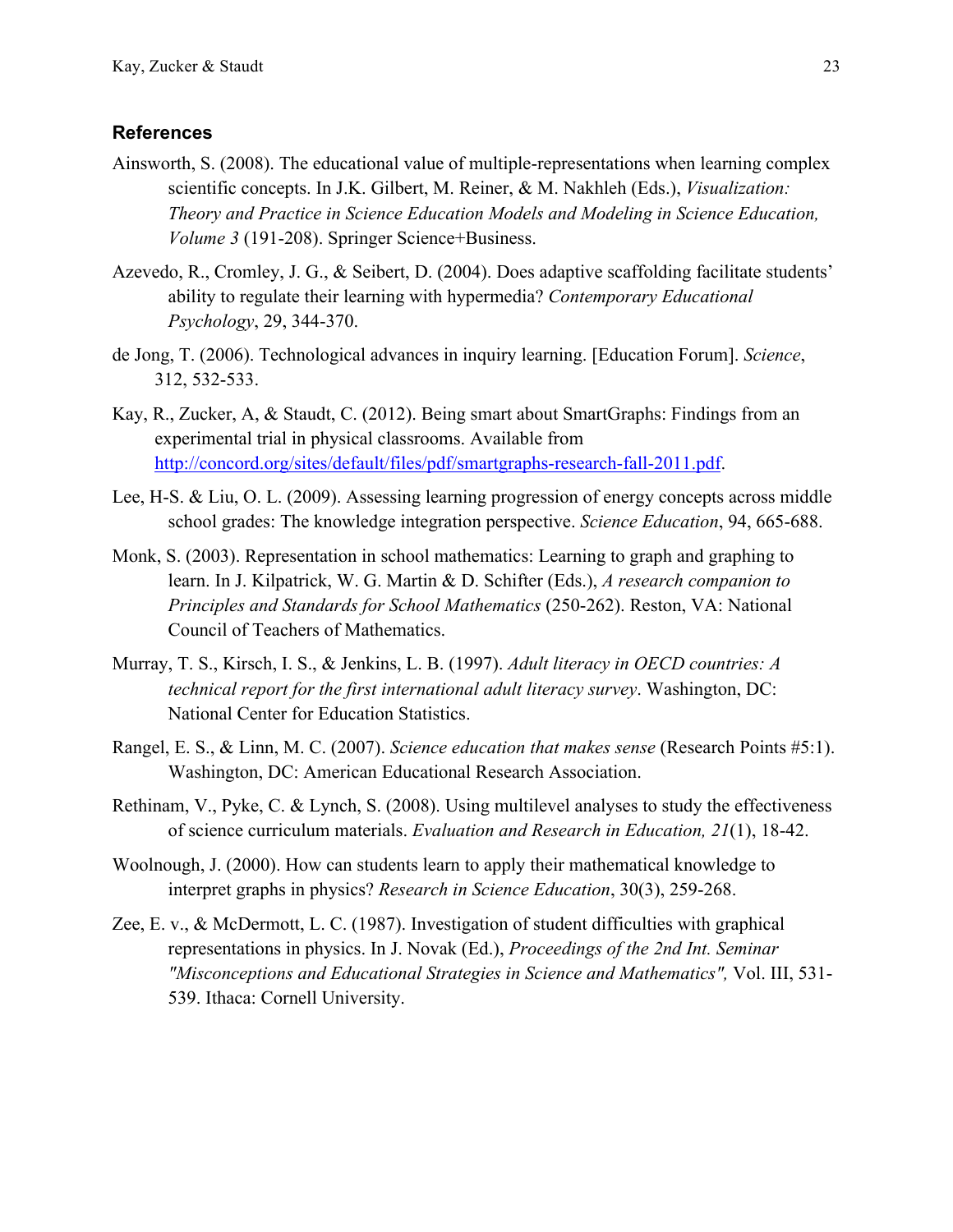## References

Ainsworth, S. (2008). The educational value of multiple-representations when learning complex scientific concepts. In J.K. Gilbert, M. Reiner, & M. Nakhleh (Eds.), *Visualization: Theory and Practice in Science Education Models and Modeling in Science Education, Volume 3* (191-208). Springer Science+Business.

Azevedo, R., Cromley, J. G., & Seibert, D. (2004). Does adaptive scaffolding facilitate students' ability to regulate their learning with hypermedia? *Contemporary Educational Psychology*, 29, 344-370.

de Jong, T. (2006). Technological advances in inquiry learning. [Education Forum]. *Science*, 312, 532-533.

Kay, R., Zucker, A, & Staudt, C. (2012). Being smart about SmartGraphs: Findings from an experimental trial in physical classrooms. Available from [http://concord.org/sites/default/files/pdf/smartgraphs-research-fall-2011.pdf](http://concord.org/sites/default/files/pdf/smartgraphs-research-fall-2011.pdf).

Lee, H-S. & Liu, O. L. (2009). Assessing learning progression of energy concepts across middle school grades: The knowledge integration perspective. *Science Education*, 94, 665-688.

Monk, S. (2003). Representation in school mathematics: Learning to graph and graphing to learn. In J. Kilpatrick, W. G. Martin & D. Schifter (Eds.), *A research companion to Principles and Standards for School Mathematics* (250-262). Reston, VA: National Council of Teachers of Mathematics.

Murray, T. S., Kirsch, I. S., & Jenkins, L. B. (1997). *Adult literacy in OECD countries: A technical report for the first international adult literacy survey*. Washington, DC: National Center for Education Statistics.

Rangel, E. S., & Linn, M. C. (2007). *Science education that makes sense* (Research Points #5:1). Washington, DC: American Educational Research Association.

Rethinam, V., Pyke, C. & Lynch, S. (2008). Using multilevel analyses to study the effectiveness of science curriculum materials. *Evaluation and Research in Education, 21*(1), 18-42.

Woolnough, J. (2000). How can students learn to apply their mathematical knowledge to interpret graphs in physics? *Research in Science Education*, 30(3), 259-268.

Zee, E. v., & McDermott, L. C. (1987). Investigation of student difficulties with graphical representations in physics. In J. Novak (Ed.), *Proceedings of the 2nd Int. Seminar "Misconceptions and Educational Strategies in Science and Mathematics",* Vol. III, 531-539. Ithaca: Cornell University.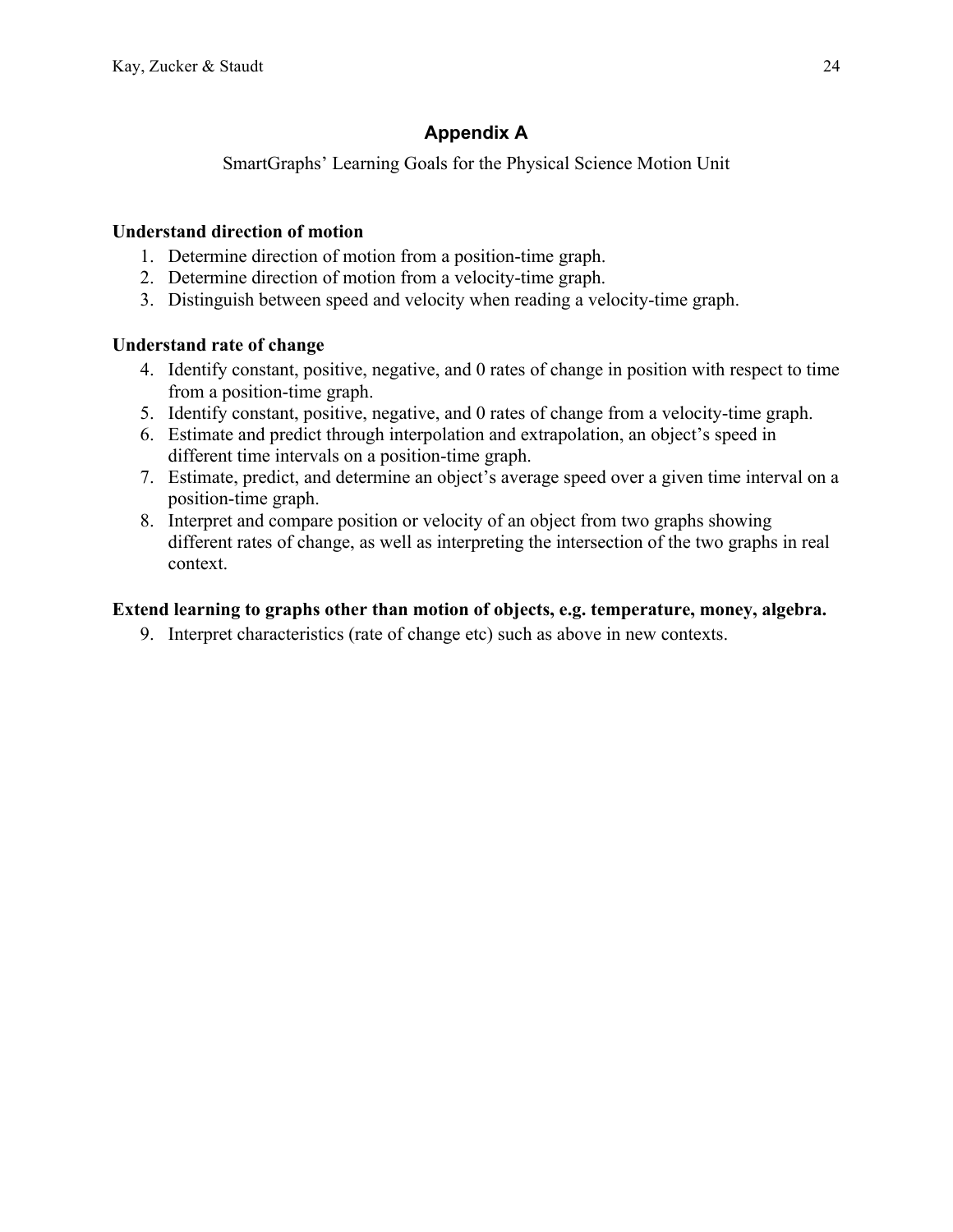## Appendix A

SmartGraphs' Learning Goals for the Physical Science Motion Unit

**Understand direction of motion**

1. Determine direction of motion from a position-time graph.
2. Determine direction of motion from a velocity-time graph.
3. Distinguish between speed and velocity when reading a velocity-time graph.

**Understand rate of change**

4. Identify constant, positive, negative, and 0 rates of change in position with respect to time from a position-time graph.
5. Identify constant, positive, negative, and 0 rates of change from a velocity-time graph.
6. Estimate and predict through interpolation and extrapolation, an object's speed in different time intervals on a position-time graph.
7. Estimate, predict, and determine an object's average speed over a given time interval on a position-time graph.
8. Interpret and compare position or velocity of an object from two graphs showing different rates of change, as well as interpreting the intersection of the two graphs in real context.

**Extend learning to graphs other than motion of objects, e.g. temperature, money, algebra.**

9. Interpret characteristics (rate of change etc) such as above in new contexts.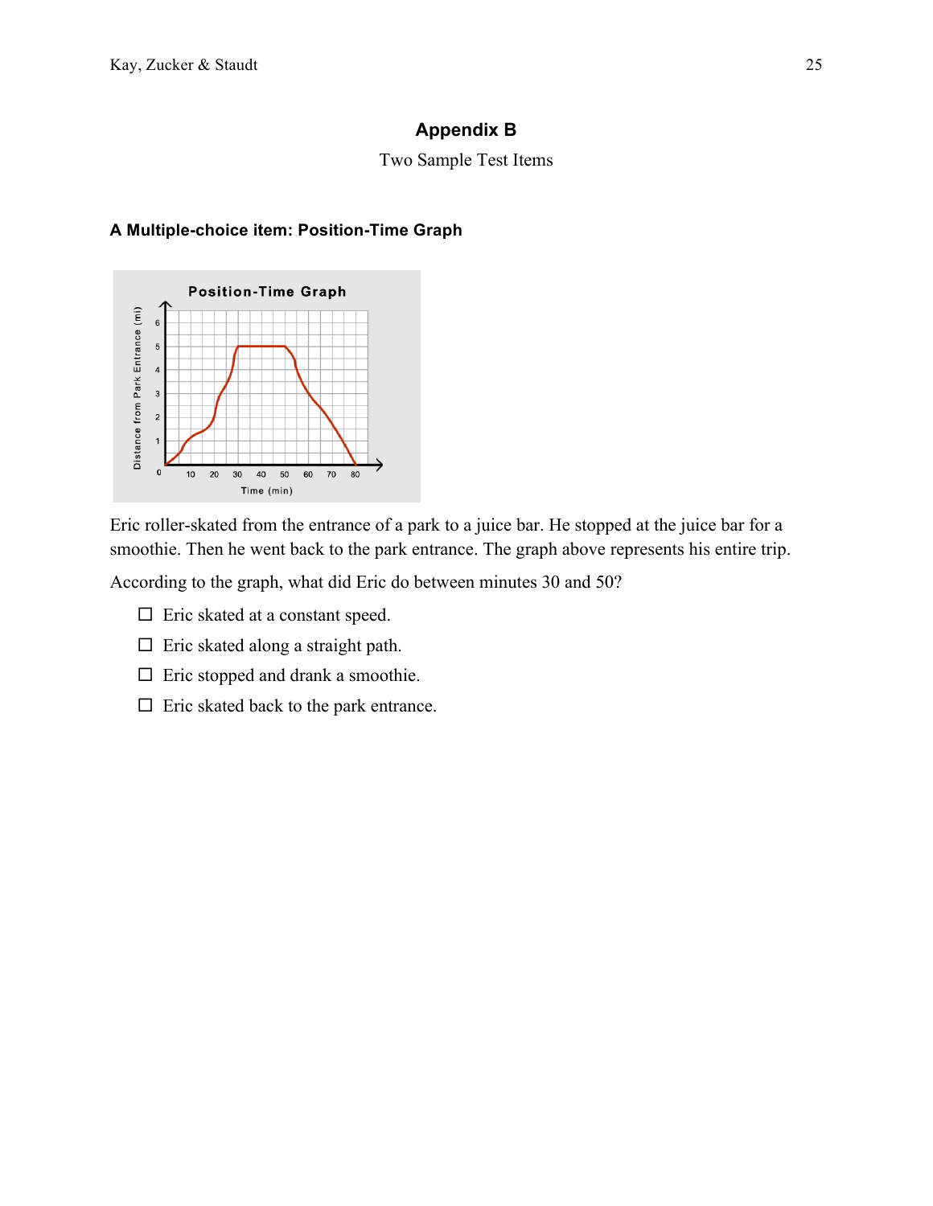## Appendix B

Two Sample Test Items

### A Multiple-choice item: Position-Time Graph

Eric roller-skated from the entrance of a park to a juice bar. He stopped at the juice bar for a smoothie. Then he went back to the park entrance. The graph above represents his entire trip.

According to the graph, what did Eric do between minutes 30 and 50?

- ☐ Eric skated at a constant speed.
- ☐ Eric skated along a straight path.
- ☐ Eric stopped and drank a smoothie.
- ☐ Eric skated back to the park entrance.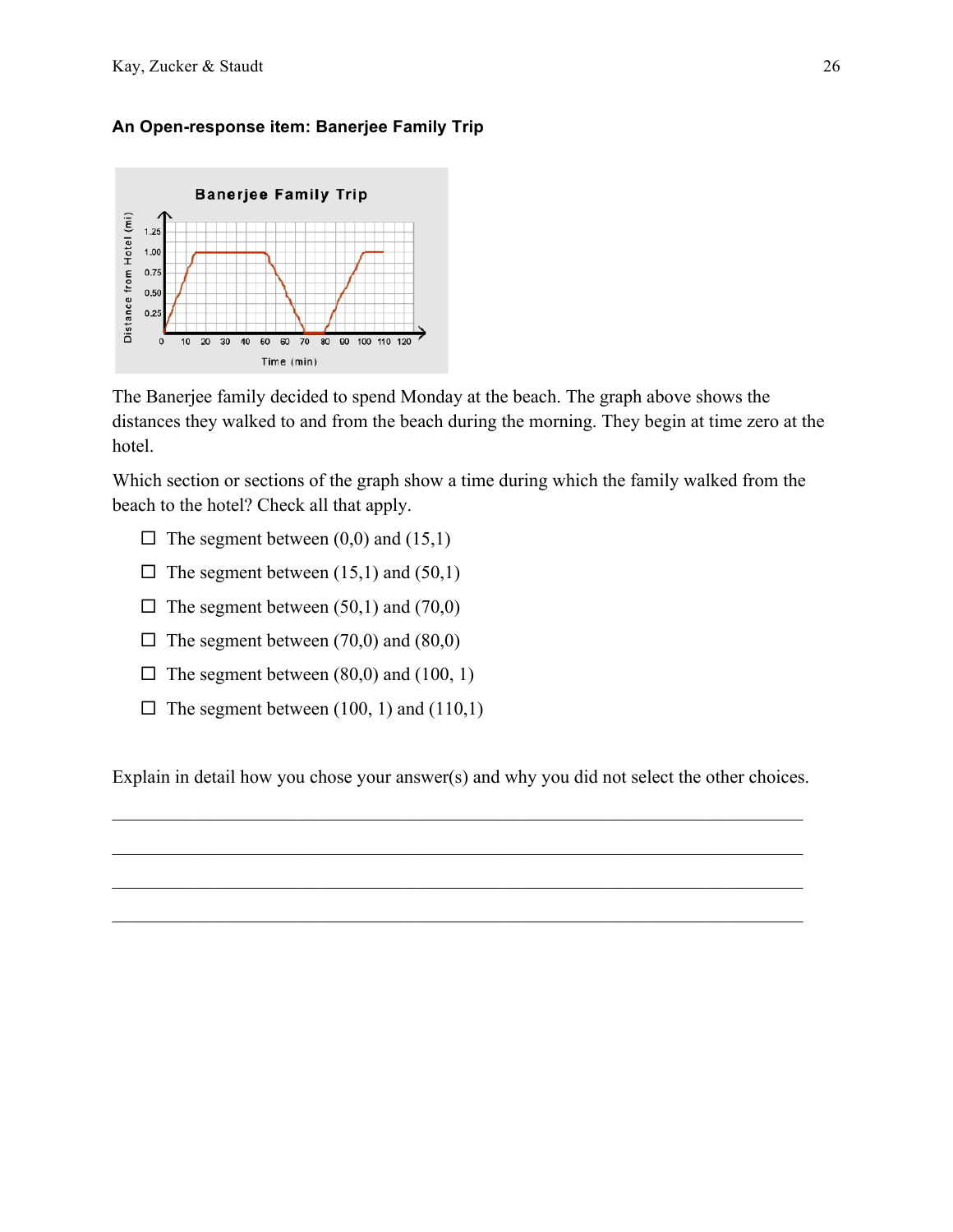### An Open-response item: Banerjee Family Trip

Banerjee Family Trip

Distance from Hotel (mi)

1.25
1.00
0.75
0.50
0.25

0 10 20 30 40 50 60 70 80 90 100 110 120

Time (min)

The Banerjee family decided to spend Monday at the beach. The graph above shows the distances they walked to and from the beach during the morning. They begin at time zero at the hotel.

Which section or sections of the graph show a time during which the family walked from the beach to the hotel? Check all that apply.

- ☐ The segment between (0,0) and (15,1)
- ☐ The segment between (15,1) and (50,1)
- ☐ The segment between (50,1) and (70,0)
- ☐ The segment between (70,0) and (80,0)
- ☐ The segment between (80,0) and (100, 1)
- ☐ The segment between (100, 1) and (110,1)

Explain in detail how you chose your answer(s) and why you did not select the other choices.

\_\_\_\_\_\_\_\_\_\_\_\_\_\_\_\_\_\_\_\_\_\_\_\_\_\_\_\_\_\_\_\_\_\_\_\_\_\_\_\_\_\_\_\_\_\_\_\_\_\_\_\_\_\_\_\_\_\_\_\_\_\_\_\_\_\_\_\_\_\_\_\_\_\_

\_\_\_\_\_\_\_\_\_\_\_\_\_\_\_\_\_\_\_\_\_\_\_\_\_\_\_\_\_\_\_\_\_\_\_\_\_\_\_\_\_\_\_\_\_\_\_\_\_\_\_\_\_\_\_\_\_\_\_\_\_\_\_\_\_\_\_\_\_\_\_\_\_\_

\_\_\_\_\_\_\_\_\_\_\_\_\_\_\_\_\_\_\_\_\_\_\_\_\_\_\_\_\_\_\_\_\_\_\_\_\_\_\_\_\_\_\_\_\_\_\_\_\_\_\_\_\_\_\_\_\_\_\_\_\_\_\_\_\_\_\_\_\_\_\_\_\_\_

\_\_\_\_\_\_\_\_\_\_\_\_\_\_\_\_\_\_\_\_\_\_\_\_\_\_\_\_\_\_\_\_\_\_\_\_\_\_\_\_\_\_\_\_\_\_\_\_\_\_\_\_\_\_\_\_\_\_\_\_\_\_\_\_\_\_\_\_\_\_\_\_\_\_